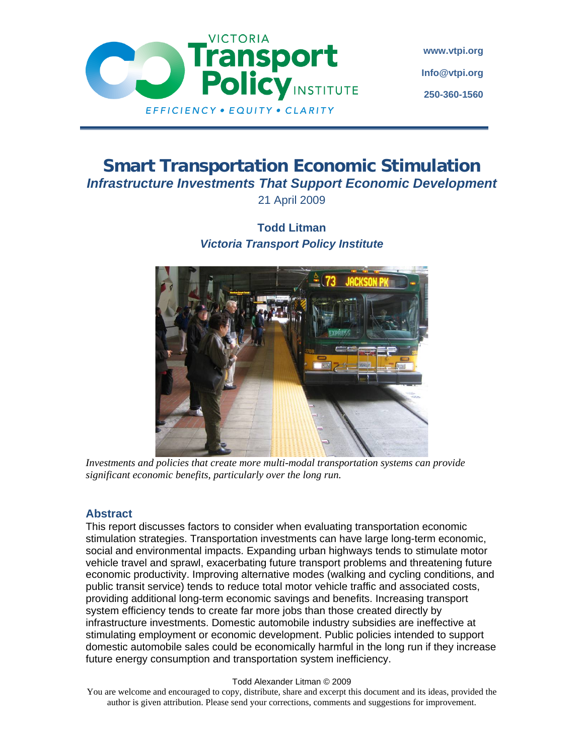Victoria Transport Policy Institute

EFFICIENCY • EQUITY • CLARITY

www.vtpi.org
Info@vtpi.org
250-360-1560

# Smart Transportation Economic Stimulation

### *Infrastructure Investments That Support Economic Development*

21 April 2009

**Todd Litman**
***Victoria Transport Policy Institute***

*Investments and policies that create more multi-modal transportation systems can provide significant economic benefits, particularly over the long run.*

## Abstract

This report discusses factors to consider when evaluating transportation economic stimulation strategies. Transportation investments can have large long-term economic, social and environmental impacts. Expanding urban highways tends to stimulate motor vehicle travel and sprawl, exacerbating future transport problems and threatening future economic productivity. Improving alternative modes (walking and cycling conditions, and public transit service) tends to reduce total motor vehicle traffic and associated costs, providing additional long-term economic savings and benefits. Increasing transport system efficiency tends to create far more jobs than those created directly by infrastructure investments. Domestic automobile industry subsidies are ineffective at stimulating employment or economic development. Public policies intended to support domestic automobile sales could be economically harmful in the long run if they increase future energy consumption and transportation system inefficiency.

Todd Alexander Litman © 2009

You are welcome and encouraged to copy, distribute, share and excerpt this document and its ideas, provided the author is given attribution. Please send your corrections, comments and suggestions for improvement.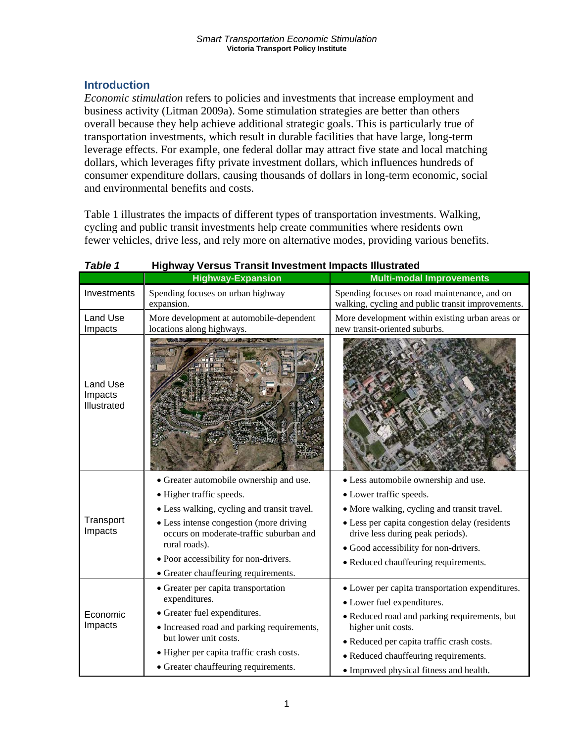## Introduction

*Economic stimulation* refers to policies and investments that increase employment and business activity (Litman 2009a). Some stimulation strategies are better than others overall because they help achieve additional strategic goals. This is particularly true of transportation investments, which result in durable facilities that have large, long-term leverage effects. For example, one federal dollar may attract five state and local matching dollars, which leverages fifty private investment dollars, which influences hundreds of consumer expenditure dollars, causing thousands of dollars in long-term economic, social and environmental benefits and costs.

Table 1 illustrates the impacts of different types of transportation investments. Walking, cycling and public transit investments help create communities where residents own fewer vehicles, drive less, and rely more on alternative modes, providing various benefits.

***Table 1*** **Highway Versus Transit Investment Impacts Illustrated**

| | Highway-Expansion | Multi-modal Improvements |
|---|---|---|
| Investments | Spending focuses on urban highway expansion. | Spending focuses on road maintenance, and on walking, cycling and public transit improvements. |
| Land Use Impacts | More development at automobile-dependent locations along highways. | More development within existing urban areas or new transit-oriented suburbs. |
| Land Use Impacts Illustrated | | |
| Transport Impacts | • Greater automobile ownership and use.<br>• Higher traffic speeds.<br>• Less walking, cycling and transit travel.<br>• Less intense congestion (more driving occurs on moderate-traffic suburban and rural roads).<br>• Poor accessibility for non-drivers.<br>• Greater chauffeuring requirements. | • Less automobile ownership and use.<br>• Lower traffic speeds.<br>• More walking, cycling and transit travel.<br>• Less per capita congestion delay (residents drive less during peak periods).<br>• Good accessibility for non-drivers.<br>• Reduced chauffeuring requirements. |
| Economic Impacts | • Greater per capita transportation expenditures.<br>• Greater fuel expenditures.<br>• Increased road and parking requirements, but lower unit costs.<br>• Higher per capita traffic crash costs.<br>• Greater chauffeuring requirements. | • Lower per capita transportation expenditures.<br>• Lower fuel expenditures.<br>• Reduced road and parking requirements, but higher unit costs.<br>• Reduced per capita traffic crash costs.<br>• Reduced chauffeuring requirements.<br>• Improved physical fitness and health. |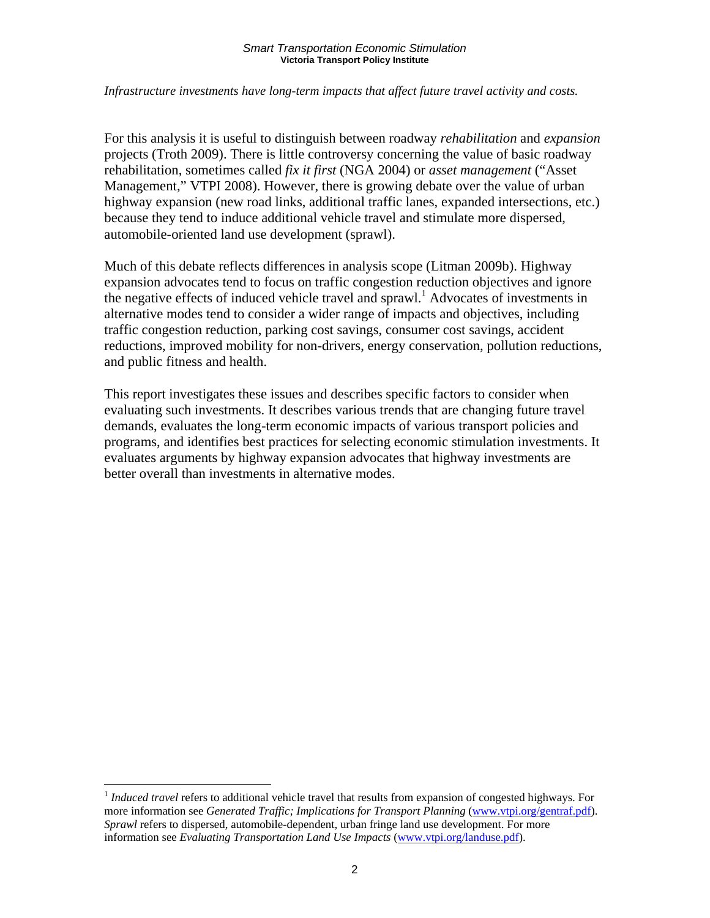*Infrastructure investments have long-term impacts that affect future travel activity and costs.*

For this analysis it is useful to distinguish between roadway *rehabilitation* and *expansion* projects (Troth 2009). There is little controversy concerning the value of basic roadway rehabilitation, sometimes called *fix it first* (NGA 2004) or *asset management* ("Asset Management," VTPI 2008). However, there is growing debate over the value of urban highway expansion (new road links, additional traffic lanes, expanded intersections, etc.) because they tend to induce additional vehicle travel and stimulate more dispersed, automobile-oriented land use development (sprawl).

Much of this debate reflects differences in analysis scope (Litman 2009b). Highway expansion advocates tend to focus on traffic congestion reduction objectives and ignore the negative effects of induced vehicle travel and sprawl.[1] Advocates of investments in alternative modes tend to consider a wider range of impacts and objectives, including traffic congestion reduction, parking cost savings, consumer cost savings, accident reductions, improved mobility for non-drivers, energy conservation, pollution reductions, and public fitness and health.

This report investigates these issues and describes specific factors to consider when evaluating such investments. It describes various trends that are changing future travel demands, evaluates the long-term economic impacts of various transport policies and programs, and identifies best practices for selecting economic stimulation investments. It evaluates arguments by highway expansion advocates that highway investments are better overall than investments in alternative modes.

[1] *Induced travel* refers to additional vehicle travel that results from expansion of congested highways. For more information see *Generated Traffic; Implications for Transport Planning* (www.vtpi.org/gentraf.pdf). *Sprawl* refers to dispersed, automobile-dependent, urban fringe land use development. For more information see *Evaluating Transportation Land Use Impacts* (www.vtpi.org/landuse.pdf).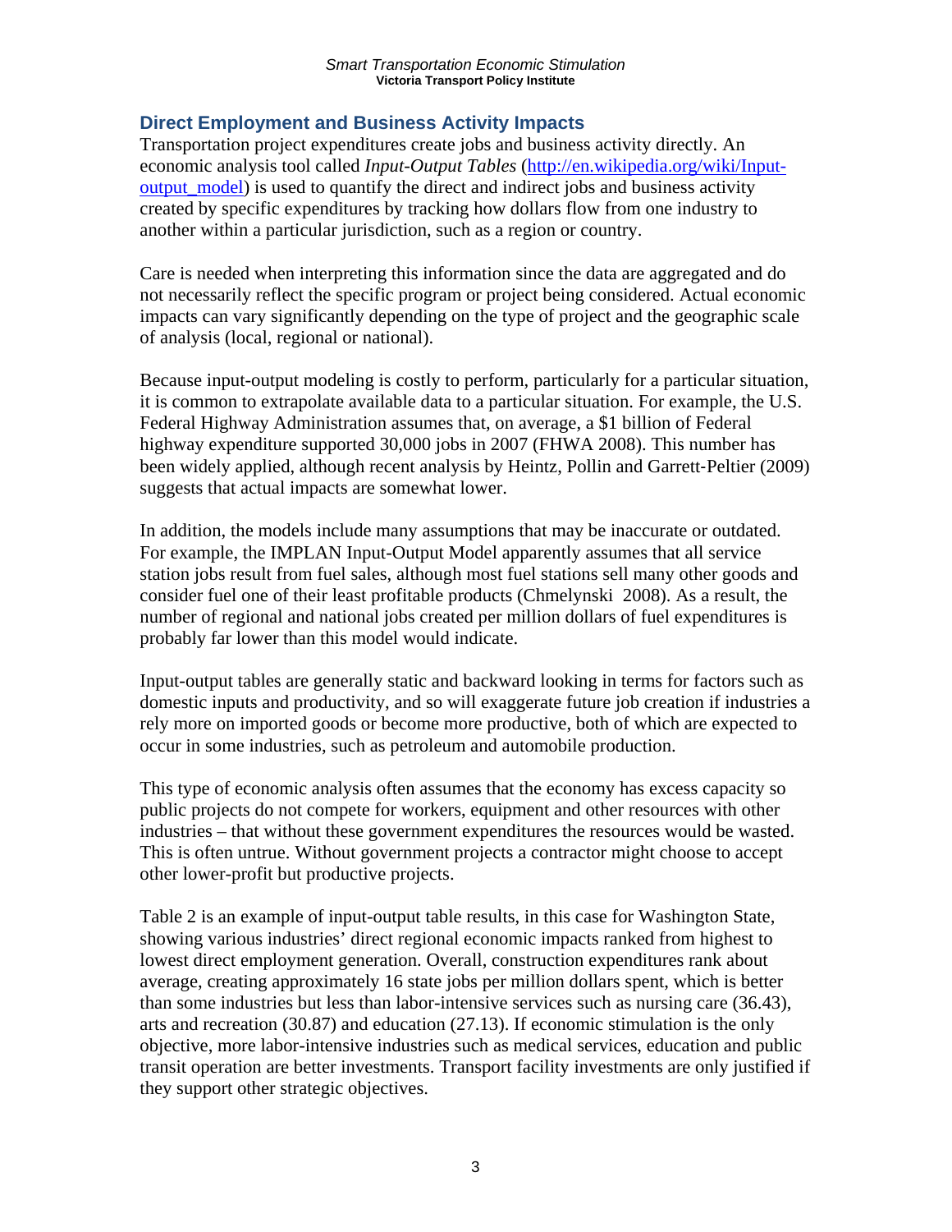## Direct Employment and Business Activity Impacts

Transportation project expenditures create jobs and business activity directly. An economic analysis tool called *Input-Output Tables* ([http://en.wikipedia.org/wiki/Input-output_model](http://en.wikipedia.org/wiki/Input-output_model)) is used to quantify the direct and indirect jobs and business activity created by specific expenditures by tracking how dollars flow from one industry to another within a particular jurisdiction, such as a region or country.

Care is needed when interpreting this information since the data are aggregated and do not necessarily reflect the specific program or project being considered. Actual economic impacts can vary significantly depending on the type of project and the geographic scale of analysis (local, regional or national).

Because input-output modeling is costly to perform, particularly for a particular situation, it is common to extrapolate available data to a particular situation. For example, the U.S. Federal Highway Administration assumes that, on average, a $1 billion of Federal highway expenditure supported 30,000 jobs in 2007 (FHWA 2008). This number has been widely applied, although recent analysis by Heintz, Pollin and Garrett-Peltier (2009) suggests that actual impacts are somewhat lower.

In addition, the models include many assumptions that may be inaccurate or outdated. For example, the IMPLAN Input-Output Model apparently assumes that all service station jobs result from fuel sales, although most fuel stations sell many other goods and consider fuel one of their least profitable products (Chmelynski 2008). As a result, the number of regional and national jobs created per million dollars of fuel expenditures is probably far lower than this model would indicate.

Input-output tables are generally static and backward looking in terms for factors such as domestic inputs and productivity, and so will exaggerate future job creation if industries a rely more on imported goods or become more productive, both of which are expected to occur in some industries, such as petroleum and automobile production.

This type of economic analysis often assumes that the economy has excess capacity so public projects do not compete for workers, equipment and other resources with other industries – that without these government expenditures the resources would be wasted. This is often untrue. Without government projects a contractor might choose to accept other lower-profit but productive projects.

Table 2 is an example of input-output table results, in this case for Washington State, showing various industries' direct regional economic impacts ranked from highest to lowest direct employment generation. Overall, construction expenditures rank about average, creating approximately 16 state jobs per million dollars spent, which is better than some industries but less than labor-intensive services such as nursing care (36.43), arts and recreation (30.87) and education (27.13). If economic stimulation is the only objective, more labor-intensive industries such as medical services, education and public transit operation are better investments. Transport facility investments are only justified if they support other strategic objectives.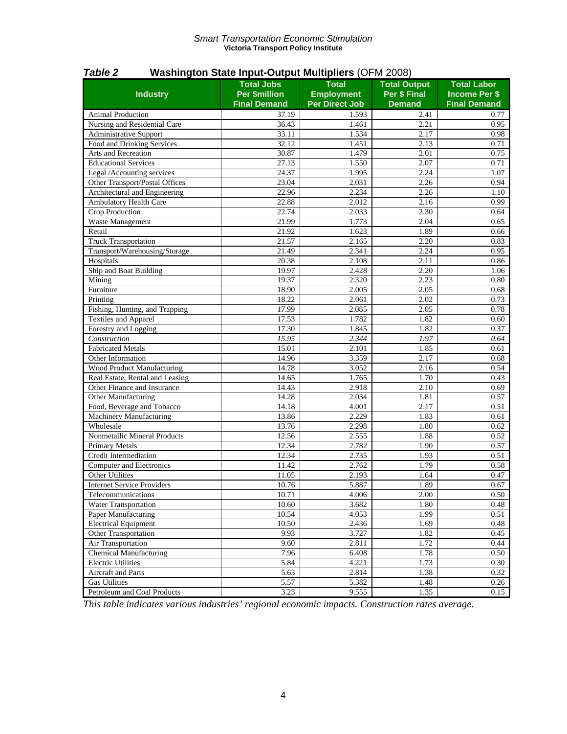***Table 2*** **Washington State Input-Output Multipliers** (OFM 2008)

| Industry | Total Jobs Per $million Final Demand | Total Employment Per Direct Job | Total Output Per $ Final Demand | Total Labor Income Per $ Final Demand |
|---|---|---|---|---|
| Animal Production | 37.19 | 1.593 | 2.41 | 0.77 |
| Nursing and Residential Care | 36.43 | 1.461 | 2.21 | 0.95 |
| Administrative Support | 33.11 | 1.534 | 2.17 | 0.98 |
| Food and Drinking Services | 32.12 | 1.451 | 2.13 | 0.71 |
| Arts and Recreation | 30.87 | 1.479 | 2.01 | 0.75 |
| Educational Services | 27.13 | 1.550 | 2.07 | 0.71 |
| Legal /Accounting services | 24.37 | 1.995 | 2.24 | 1.07 |
| Other Transport/Postal Offices | 23.04 | 2.031 | 2.26 | 0.94 |
| Architectural and Engineering | 22.96 | 2.234 | 2.26 | 1.10 |
| Ambulatory Health Care | 22.88 | 2.012 | 2.16 | 0.99 |
| Crop Production | 22.74 | 2.033 | 2.30 | 0.64 |
| Waste Management | 21.99 | 1.773 | 2.04 | 0.65 |
| Retail | 21.92 | 1.623 | 1.89 | 0.66 |
| Truck Transportation | 21.57 | 2.165 | 2.20 | 0.83 |
| Transport/Warehousing/Storage | 21.49 | 2.341 | 2.24 | 0.95 |
| Hospitals | 20.38 | 2.108 | 2.11 | 0.86 |
| Ship and Boat Building | 19.97 | 2.428 | 2.20 | 1.06 |
| Mining | 19.37 | 2.320 | 2.23 | 0.80 |
| Furniture | 18.90 | 2.005 | 2.05 | 0.68 |
| Printing | 18.22 | 2.061 | 2.02 | 0.73 |
| Fishing, Hunting, and Trapping | 17.99 | 2.085 | 2.05 | 0.78 |
| Textiles and Apparel | 17.53 | 1.782 | 1.82 | 0.60 |
| Forestry and Logging | 17.30 | 1.845 | 1.82 | 0.37 |
| *Construction* | *15.95* | *2.344* | *1.97* | *0.64* |
| Fabricated Metals | 15.01 | 2.101 | 1.85 | 0.61 |
| Other Information | 14.96 | 3.359 | 2.17 | 0.68 |
| Wood Product Manufacturing | 14.78 | 3.052 | 2.16 | 0.54 |
| Real Estate, Rental and Leasing | 14.65 | 1.765 | 1.70 | 0.43 |
| Other Finance and Insurance | 14.43 | 2.918 | 2.10 | 0.69 |
| Other Manufacturing | 14.28 | 2.034 | 1.81 | 0.57 |
| Food, Beverage and Tobacco | 14.18 | 4.001 | 2.17 | 0.51 |
| Machinery Manufacturing | 13.86 | 2.229 | 1.83 | 0.61 |
| Wholesale | 13.76 | 2.298 | 1.80 | 0.62 |
| Nonmetallic Mineral Products | 12.56 | 2.555 | 1.88 | 0.52 |
| Primary Metals | 12.34 | 2.782 | 1.90 | 0.57 |
| Credit Intermediation | 12.34 | 2.735 | 1.93 | 0.51 |
| Computer and Electronics | 11.42 | 2.762 | 1.79 | 0.58 |
| Other Utilities | 11.05 | 2.193 | 1.64 | 0.47 |
| Internet Service Providers | 10.76 | 5.887 | 1.89 | 0.67 |
| Telecommunications | 10.71 | 4.006 | 2.00 | 0.50 |
| Water Transportation | 10.60 | 3.682 | 1.80 | 0.48 |
| Paper Manufacturing | 10.54 | 4.053 | 1.99 | 0.51 |
| Electrical Equipment | 10.50 | 2.436 | 1.69 | 0.48 |
| Other Transportation | 9.93 | 3.727 | 1.82 | 0.45 |
| Air Transportation | 9.60 | 2.811 | 1.72 | 0.44 |
| Chemical Manufacturing | 7.96 | 6.408 | 1.78 | 0.50 |
| Electric Utilities | 5.84 | 4.221 | 1.73 | 0.30 |
| Aircraft and Parts | 5.63 | 2.814 | 1.38 | 0.32 |
| Gas Utilities | 5.57 | 5.382 | 1.48 | 0.26 |
| Petroleum and Coal Products | 3.23 | 9.555 | 1.35 | 0.15 |

*This table indicates various industries' regional economic impacts. Construction rates average.*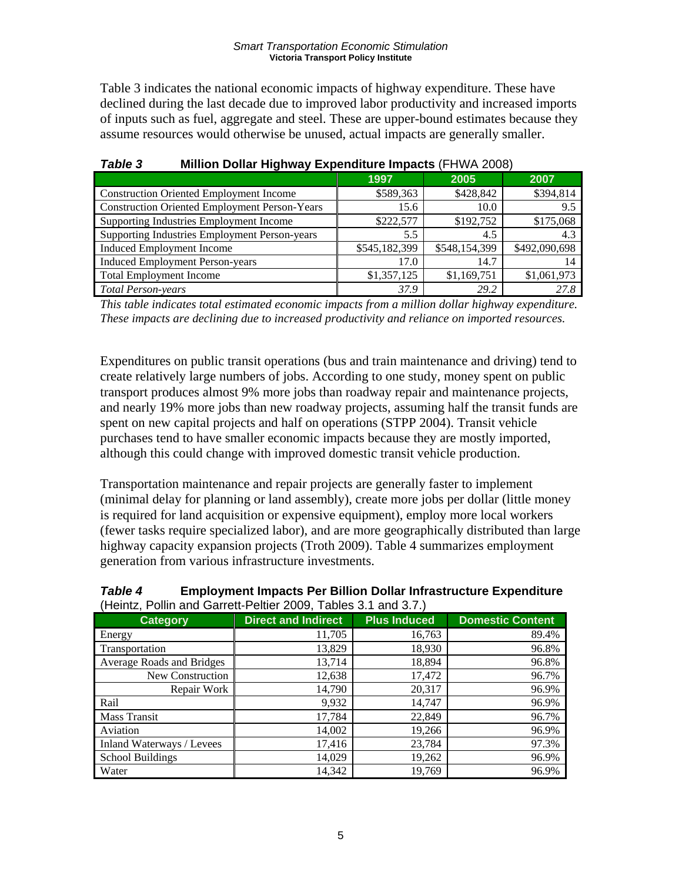Table 3 indicates the national economic impacts of highway expenditure. These have declined during the last decade due to improved labor productivity and increased imports of inputs such as fuel, aggregate and steel. These are upper-bound estimates because they assume resources would otherwise be unused, actual impacts are generally smaller.

***Table 3*** **Million Dollar Highway Expenditure Impacts** (FHWA 2008)

| | 1997 | 2005 | 2007 |
|---|---|---|---|
| Construction Oriented Employment Income | \$589,363 | \$428,842 | \$394,814 |
| Construction Oriented Employment Person-Years | 15.6 | 10.0 | 9.5 |
| Supporting Industries Employment Income | \$222,577 | \$192,752 | \$175,068 |
| Supporting Industries Employment Person-years | 5.5 | 4.5 | 4.3 |
| Induced Employment Income | \$545,182,399 | \$548,154,399 | \$492,090,698 |
| Induced Employment Person-years | 17.0 | 14.7 | 14 |
| Total Employment Income | \$1,357,125 | \$1,169,751 | \$1,061,973 |
| *Total Person-years* | *37.9* | *29.2* | *27.8* |

*This table indicates total estimated economic impacts from a million dollar highway expenditure. These impacts are declining due to increased productivity and reliance on imported resources.*

Expenditures on public transit operations (bus and train maintenance and driving) tend to create relatively large numbers of jobs. According to one study, money spent on public transport produces almost 9% more jobs than roadway repair and maintenance projects, and nearly 19% more jobs than new roadway projects, assuming half the transit funds are spent on new capital projects and half on operations (STPP 2004). Transit vehicle purchases tend to have smaller economic impacts because they are mostly imported, although this could change with improved domestic transit vehicle production.

Transportation maintenance and repair projects are generally faster to implement (minimal delay for planning or land assembly), create more jobs per dollar (little money is required for land acquisition or expensive equipment), employ more local workers (fewer tasks require specialized labor), and are more geographically distributed than large highway capacity expansion projects (Troth 2009). Table 4 summarizes employment generation from various infrastructure investments.

***Table 4*** **Employment Impacts Per Billion Dollar Infrastructure Expenditure** (Heintz, Pollin and Garrett-Peltier 2009, Tables 3.1 and 3.7.)

| Category | Direct and Indirect | Plus Induced | Domestic Content |
|---|---|---|---|
| Energy | 11,705 | 16,763 | 89.4% |
| Transportation | 13,829 | 18,930 | 96.8% |
| Average Roads and Bridges | 13,714 | 18,894 | 96.8% |
| New Construction | 12,638 | 17,472 | 96.7% |
| Repair Work | 14,790 | 20,317 | 96.9% |
| Rail | 9,932 | 14,747 | 96.9% |
| Mass Transit | 17,784 | 22,849 | 96.7% |
| Aviation | 14,002 | 19,266 | 96.9% |
| Inland Waterways / Levees | 17,416 | 23,784 | 97.3% |
| School Buildings | 14,029 | 19,262 | 96.9% |
| Water | 14,342 | 19,769 | 96.9% |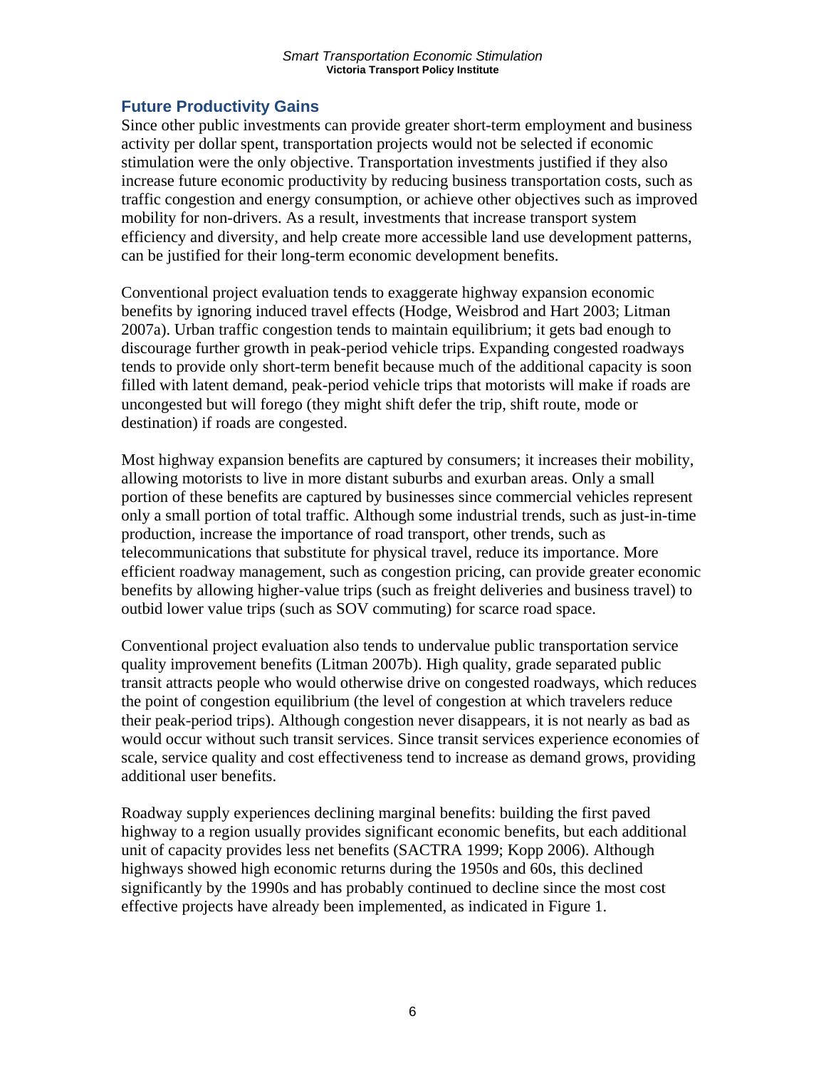## Future Productivity Gains

Since other public investments can provide greater short-term employment and business activity per dollar spent, transportation projects would not be selected if economic stimulation were the only objective. Transportation investments justified if they also increase future economic productivity by reducing business transportation costs, such as traffic congestion and energy consumption, or achieve other objectives such as improved mobility for non-drivers. As a result, investments that increase transport system efficiency and diversity, and help create more accessible land use development patterns, can be justified for their long-term economic development benefits.

Conventional project evaluation tends to exaggerate highway expansion economic benefits by ignoring induced travel effects (Hodge, Weisbrod and Hart 2003; Litman 2007a). Urban traffic congestion tends to maintain equilibrium; it gets bad enough to discourage further growth in peak-period vehicle trips. Expanding congested roadways tends to provide only short-term benefit because much of the additional capacity is soon filled with latent demand, peak-period vehicle trips that motorists will make if roads are uncongested but will forego (they might shift defer the trip, shift route, mode or destination) if roads are congested.

Most highway expansion benefits are captured by consumers; it increases their mobility, allowing motorists to live in more distant suburbs and exurban areas. Only a small portion of these benefits are captured by businesses since commercial vehicles represent only a small portion of total traffic. Although some industrial trends, such as just-in-time production, increase the importance of road transport, other trends, such as telecommunications that substitute for physical travel, reduce its importance. More efficient roadway management, such as congestion pricing, can provide greater economic benefits by allowing higher-value trips (such as freight deliveries and business travel) to outbid lower value trips (such as SOV commuting) for scarce road space.

Conventional project evaluation also tends to undervalue public transportation service quality improvement benefits (Litman 2007b). High quality, grade separated public transit attracts people who would otherwise drive on congested roadways, which reduces the point of congestion equilibrium (the level of congestion at which travelers reduce their peak-period trips). Although congestion never disappears, it is not nearly as bad as would occur without such transit services. Since transit services experience economies of scale, service quality and cost effectiveness tend to increase as demand grows, providing additional user benefits.

Roadway supply experiences declining marginal benefits: building the first paved highway to a region usually provides significant economic benefits, but each additional unit of capacity provides less net benefits (SACTRA 1999; Kopp 2006). Although highways showed high economic returns during the 1950s and 60s, this declined significantly by the 1990s and has probably continued to decline since the most cost effective projects have already been implemented, as indicated in Figure 1.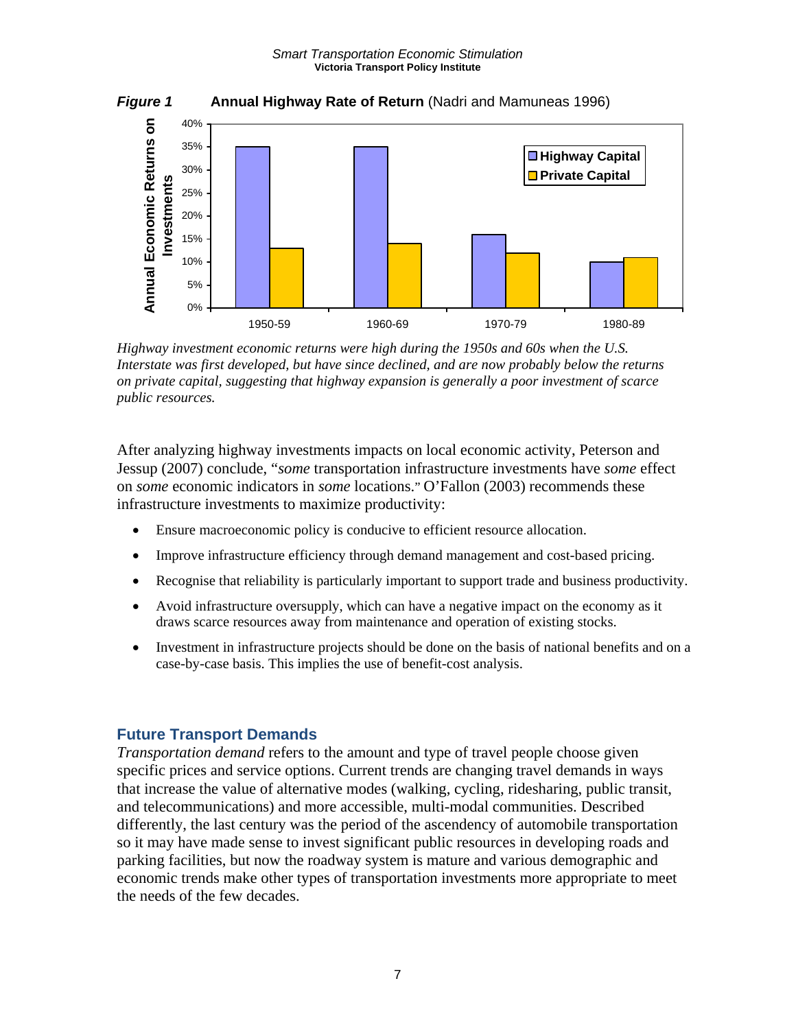***Figure 1*** **Annual Highway Rate of Return** (Nadri and Mamuneas 1996)

*Highway investment economic returns were high during the 1950s and 60s when the U.S. Interstate was first developed, but have since declined, and are now probably below the returns on private capital, suggesting that highway expansion is generally a poor investment of scarce public resources.*

After analyzing highway investments impacts on local economic activity, Peterson and Jessup (2007) conclude, "*some* transportation infrastructure investments have *some* effect on *some* economic indicators in *some* locations." O'Fallon (2003) recommends these infrastructure investments to maximize productivity:

- Ensure macroeconomic policy is conducive to efficient resource allocation.
- Improve infrastructure efficiency through demand management and cost-based pricing.
- Recognise that reliability is particularly important to support trade and business productivity.
- Avoid infrastructure oversupply, which can have a negative impact on the economy as it draws scarce resources away from maintenance and operation of existing stocks.
- Investment in infrastructure projects should be done on the basis of national benefits and on a case-by-case basis. This implies the use of benefit-cost analysis.

## Future Transport Demands

*Transportation demand* refers to the amount and type of travel people choose given specific prices and service options. Current trends are changing travel demands in ways that increase the value of alternative modes (walking, cycling, ridesharing, public transit, and telecommunications) and more accessible, multi-modal communities. Described differently, the last century was the period of the ascendency of automobile transportation so it may have made sense to invest significant public resources in developing roads and parking facilities, but now the roadway system is mature and various demographic and economic trends make other types of transportation investments more appropriate to meet the needs of the few decades.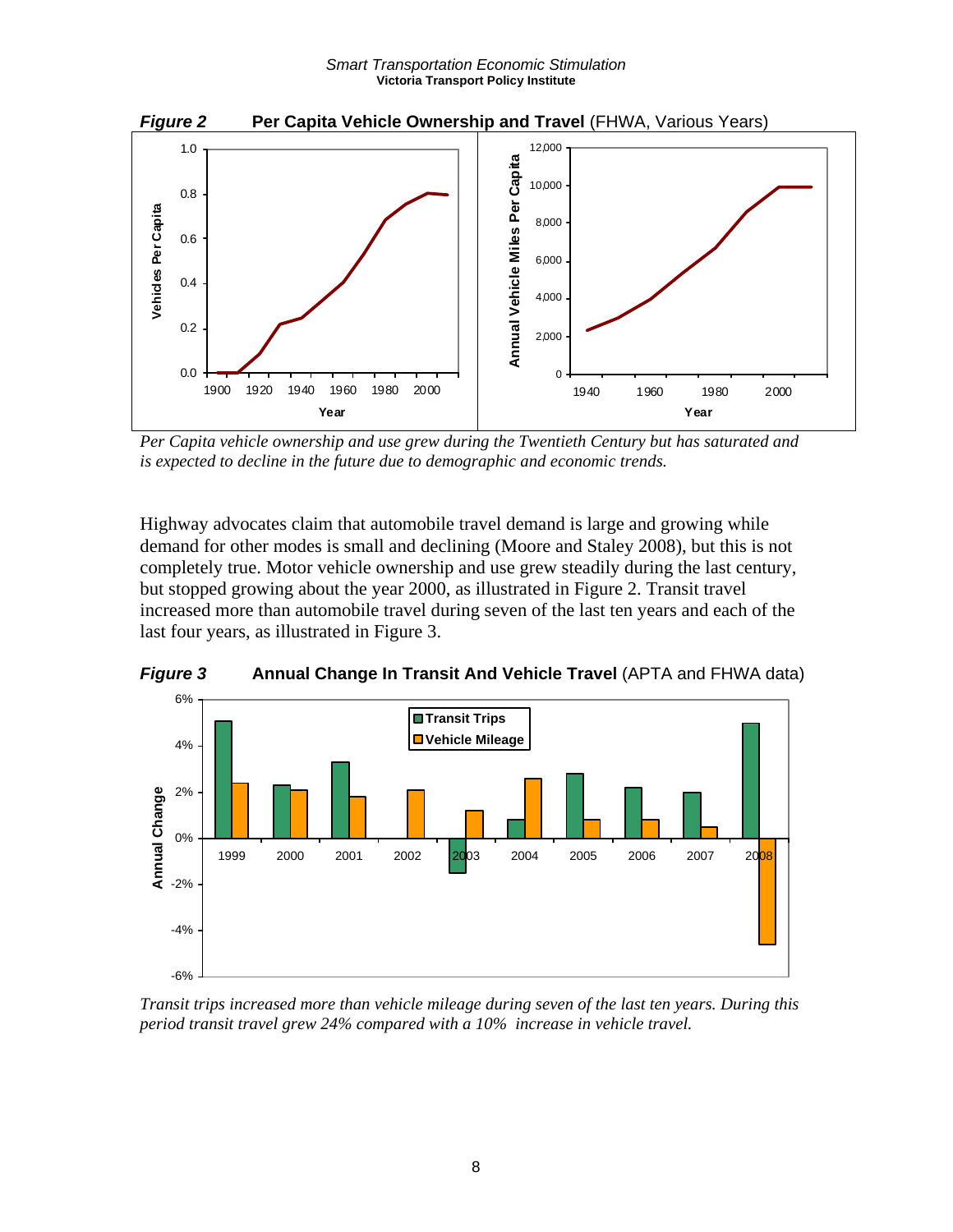***Figure 2*** **Per Capita Vehicle Ownership and Travel** (FHWA, Various Years)

*Per Capita vehicle ownership and use grew during the Twentieth Century but has saturated and is expected to decline in the future due to demographic and economic trends.*

Highway advocates claim that automobile travel demand is large and growing while demand for other modes is small and declining (Moore and Staley 2008), but this is not completely true. Motor vehicle ownership and use grew steadily during the last century, but stopped growing about the year 2000, as illustrated in Figure 2. Transit travel increased more than automobile travel during seven of the last ten years and each of the last four years, as illustrated in Figure 3.

***Figure 3*** **Annual Change In Transit And Vehicle Travel** (APTA and FHWA data)

*Transit trips increased more than vehicle mileage during seven of the last ten years. During this period transit travel grew 24% compared with a 10% increase in vehicle travel.*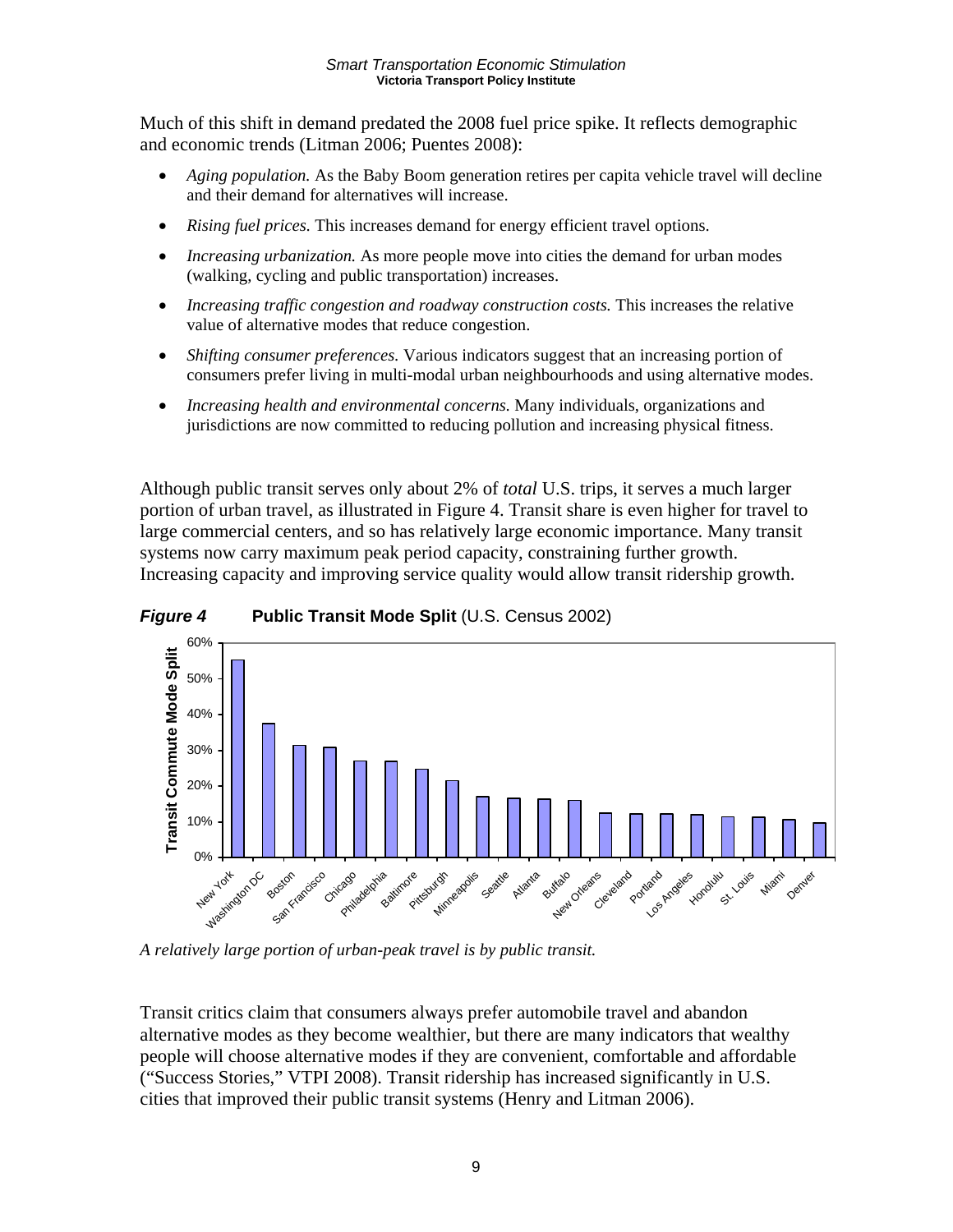Much of this shift in demand predated the 2008 fuel price spike. It reflects demographic and economic trends (Litman 2006; Puentes 2008):

- *Aging population.* As the Baby Boom generation retires per capita vehicle travel will decline and their demand for alternatives will increase.
- *Rising fuel prices.* This increases demand for energy efficient travel options.
- *Increasing urbanization.* As more people move into cities the demand for urban modes (walking, cycling and public transportation) increases.
- *Increasing traffic congestion and roadway construction costs.* This increases the relative value of alternative modes that reduce congestion.
- *Shifting consumer preferences.* Various indicators suggest that an increasing portion of consumers prefer living in multi-modal urban neighbourhoods and using alternative modes.
- *Increasing health and environmental concerns.* Many individuals, organizations and jurisdictions are now committed to reducing pollution and increasing physical fitness.

Although public transit serves only about 2% of *total* U.S. trips, it serves a much larger portion of urban travel, as illustrated in Figure 4. Transit share is even higher for travel to large commercial centers, and so has relatively large economic importance. Many transit systems now carry maximum peak period capacity, constraining further growth. Increasing capacity and improving service quality would allow transit ridership growth.

***Figure 4*** **Public Transit Mode Split** (U.S. Census 2002)

*A relatively large portion of urban-peak travel is by public transit.*

Transit critics claim that consumers always prefer automobile travel and abandon alternative modes as they become wealthier, but there are many indicators that wealthy people will choose alternative modes if they are convenient, comfortable and affordable ("Success Stories," VTPI 2008). Transit ridership has increased significantly in U.S. cities that improved their public transit systems (Henry and Litman 2006).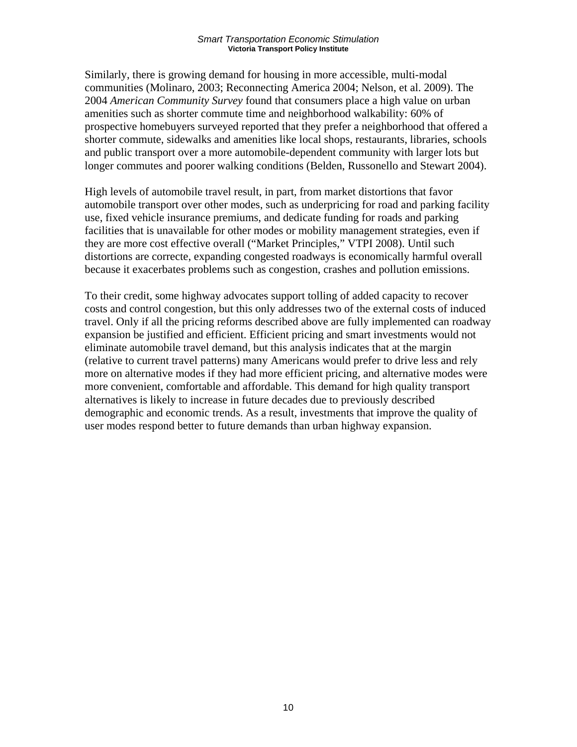Similarly, there is growing demand for housing in more accessible, multi-modal communities (Molinaro, 2003; Reconnecting America 2004; Nelson, et al. 2009). The 2004 *American Community Survey* found that consumers place a high value on urban amenities such as shorter commute time and neighborhood walkability: 60% of prospective homebuyers surveyed reported that they prefer a neighborhood that offered a shorter commute, sidewalks and amenities like local shops, restaurants, libraries, schools and public transport over a more automobile-dependent community with larger lots but longer commutes and poorer walking conditions (Belden, Russonello and Stewart 2004).

High levels of automobile travel result, in part, from market distortions that favor automobile transport over other modes, such as underpricing for road and parking facility use, fixed vehicle insurance premiums, and dedicate funding for roads and parking facilities that is unavailable for other modes or mobility management strategies, even if they are more cost effective overall ("Market Principles," VTPI 2008). Until such distortions are correcte, expanding congested roadways is economically harmful overall because it exacerbates problems such as congestion, crashes and pollution emissions.

To their credit, some highway advocates support tolling of added capacity to recover costs and control congestion, but this only addresses two of the external costs of induced travel. Only if all the pricing reforms described above are fully implemented can roadway expansion be justified and efficient. Efficient pricing and smart investments would not eliminate automobile travel demand, but this analysis indicates that at the margin (relative to current travel patterns) many Americans would prefer to drive less and rely more on alternative modes if they had more efficient pricing, and alternative modes were more convenient, comfortable and affordable. This demand for high quality transport alternatives is likely to increase in future decades due to previously described demographic and economic trends. As a result, investments that improve the quality of user modes respond better to future demands than urban highway expansion.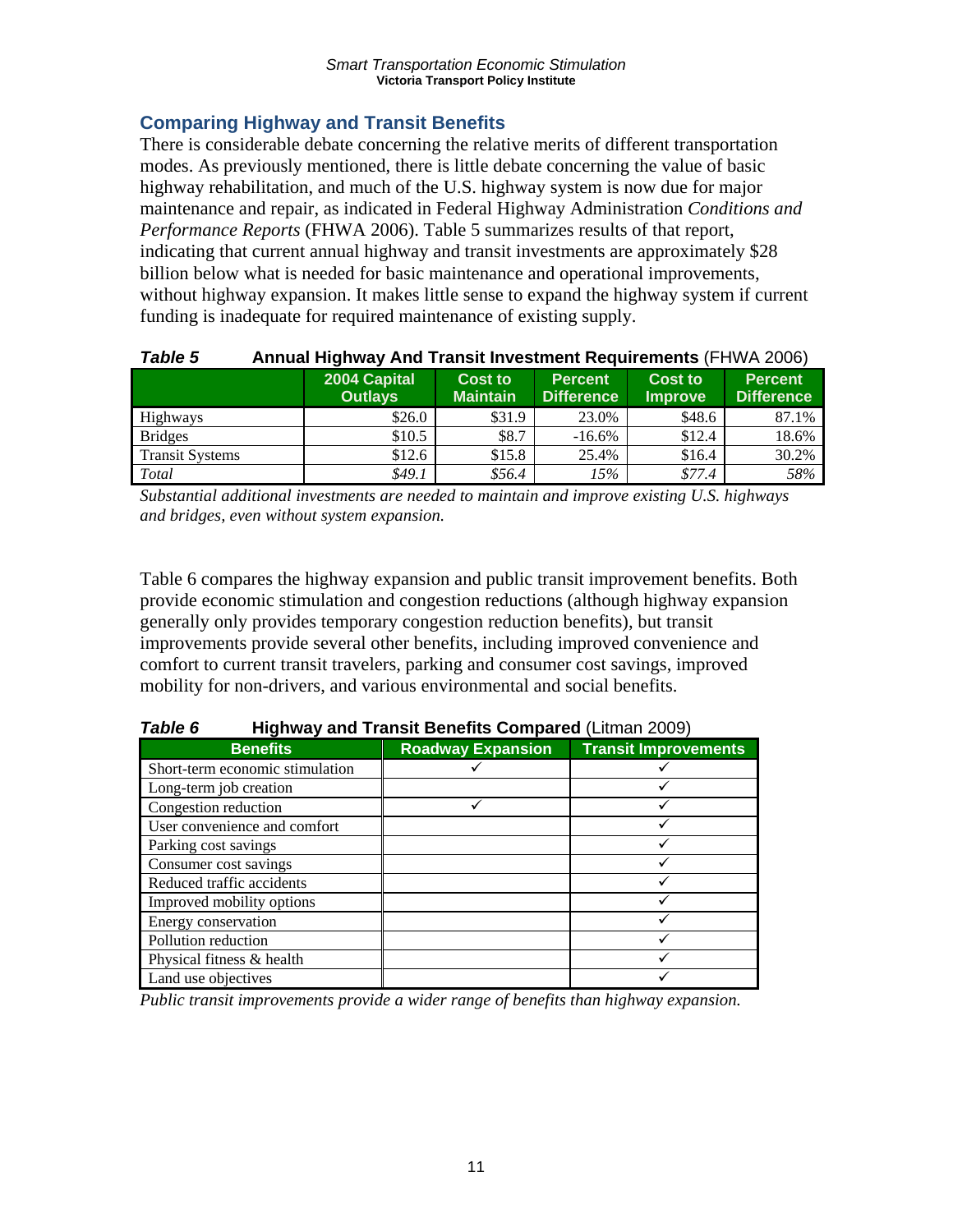## Comparing Highway and Transit Benefits

There is considerable debate concerning the relative merits of different transportation modes. As previously mentioned, there is little debate concerning the value of basic highway rehabilitation, and much of the U.S. highway system is now due for major maintenance and repair, as indicated in Federal Highway Administration *Conditions and Performance Reports* (FHWA 2006). Table 5 summarizes results of that report, indicating that current annual highway and transit investments are approximately $28 billion below what is needed for basic maintenance and operational improvements, without highway expansion. It makes little sense to expand the highway system if current funding is inadequate for required maintenance of existing supply.

***Table 5*** **Annual Highway And Transit Investment Requirements** (FHWA 2006)

| | 2004 Capital Outlays | Cost to Maintain | Percent Difference | Cost to Improve | Percent Difference |
|---|---|---|---|---|---|
| Highways | $26.0 | $31.9 | 23.0% | $48.6 | 87.1% |
| Bridges | $10.5 | $8.7 | -16.6% | $12.4 | 18.6% |
| Transit Systems | $12.6 | $15.8 | 25.4% | $16.4 | 30.2% |
| *Total* | *$49.1* | *$56.4* | *15%* | *$77.4* | *58%* |

*Substantial additional investments are needed to maintain and improve existing U.S. highways and bridges, even without system expansion.*

Table 6 compares the highway expansion and public transit improvement benefits. Both provide economic stimulation and congestion reductions (although highway expansion generally only provides temporary congestion reduction benefits), but transit improvements provide several other benefits, including improved convenience and comfort to current transit travelers, parking and consumer cost savings, improved mobility for non-drivers, and various environmental and social benefits.

***Table 6*** **Highway and Transit Benefits Compared** (Litman 2009)

| Benefits | Roadway Expansion | Transit Improvements |
|---|---|---|
| Short-term economic stimulation | ✓ | ✓ |
| Long-term job creation | | ✓ |
| Congestion reduction | ✓ | ✓ |
| User convenience and comfort | | ✓ |
| Parking cost savings | | ✓ |
| Consumer cost savings | | ✓ |
| Reduced traffic accidents | | ✓ |
| Improved mobility options | | ✓ |
| Energy conservation | | ✓ |
| Pollution reduction | | ✓ |
| Physical fitness & health | | ✓ |
| Land use objectives | | ✓ |

*Public transit improvements provide a wider range of benefits than highway expansion.*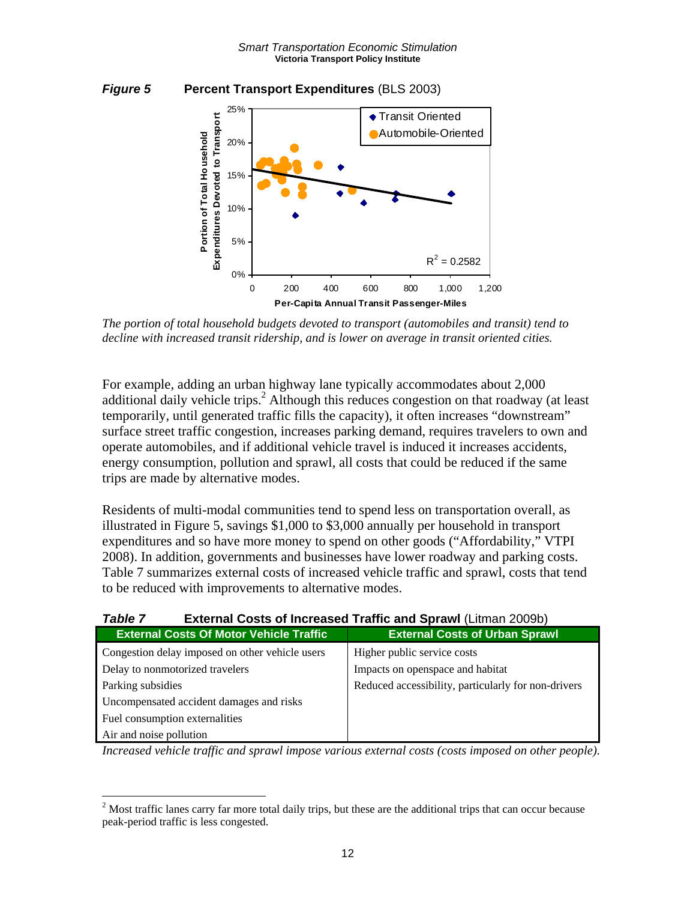***Figure 5*** **Percent Transport Expenditures** (BLS 2003)

*The portion of total household budgets devoted to transport (automobiles and transit) tend to decline with increased transit ridership, and is lower on average in transit oriented cities.*

For example, adding an urban highway lane typically accommodates about 2,000 additional daily vehicle trips.[2] Although this reduces congestion on that roadway (at least temporarily, until generated traffic fills the capacity), it often increases "downstream" surface street traffic congestion, increases parking demand, requires travelers to own and operate automobiles, and if additional vehicle travel is induced it increases accidents, energy consumption, pollution and sprawl, all costs that could be reduced if the same trips are made by alternative modes.

Residents of multi-modal communities tend to spend less on transportation overall, as illustrated in Figure 5, savings $1,000 to $3,000 annually per household in transport expenditures and so have more money to spend on other goods ("Affordability," VTPI 2008). In addition, governments and businesses have lower roadway and parking costs. Table 7 summarizes external costs of increased vehicle traffic and sprawl, costs that tend to be reduced with improvements to alternative modes.

***Table 7*** **External Costs of Increased Traffic and Sprawl** (Litman 2009b)

| External Costs Of Motor Vehicle Traffic | External Costs of Urban Sprawl |
|---|---|
| Congestion delay imposed on other vehicle users | Higher public service costs |
| Delay to nonmotorized travelers | Impacts on openspace and habitat |
| Parking subsidies | Reduced accessibility, particularly for non-drivers |
| Uncompensated accident damages and risks | |
| Fuel consumption externalities | |
| Air and noise pollution | |

*Increased vehicle traffic and sprawl impose various external costs (costs imposed on other people).*

[2] Most traffic lanes carry far more total daily trips, but these are the additional trips that can occur because peak-period traffic is less congested.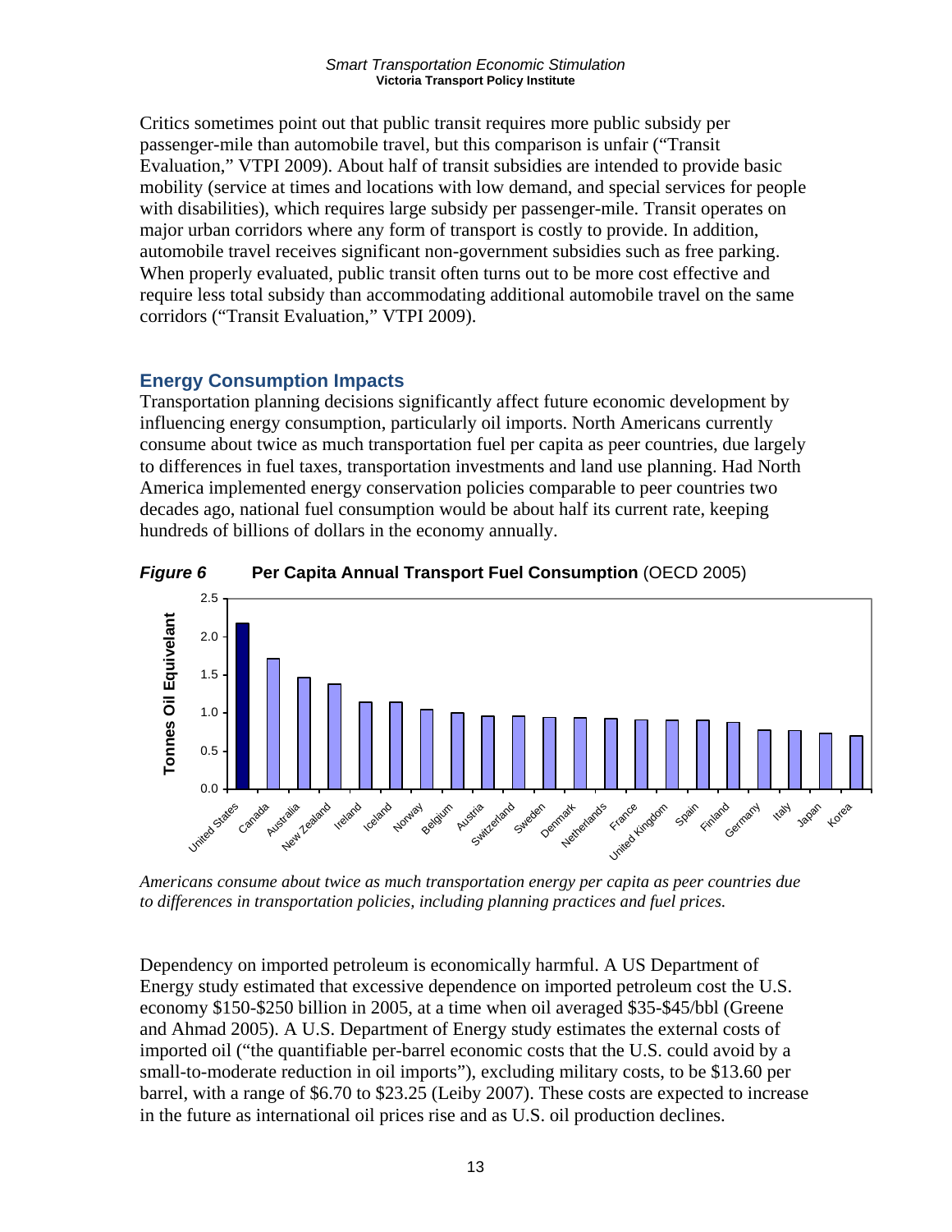Critics sometimes point out that public transit requires more public subsidy per passenger-mile than automobile travel, but this comparison is unfair ("Transit Evaluation," VTPI 2009). About half of transit subsidies are intended to provide basic mobility (service at times and locations with low demand, and special services for people with disabilities), which requires large subsidy per passenger-mile. Transit operates on major urban corridors where any form of transport is costly to provide. In addition, automobile travel receives significant non-government subsidies such as free parking. When properly evaluated, public transit often turns out to be more cost effective and require less total subsidy than accommodating additional automobile travel on the same corridors ("Transit Evaluation," VTPI 2009).

## Energy Consumption Impacts

Transportation planning decisions significantly affect future economic development by influencing energy consumption, particularly oil imports. North Americans currently consume about twice as much transportation fuel per capita as peer countries, due largely to differences in fuel taxes, transportation investments and land use planning. Had North America implemented energy conservation policies comparable to peer countries two decades ago, national fuel consumption would be about half its current rate, keeping hundreds of billions of dollars in the economy annually.

***Figure 6*** **Per Capita Annual Transport Fuel Consumption** (OECD 2005)

*Americans consume about twice as much transportation energy per capita as peer countries due to differences in transportation policies, including planning practices and fuel prices.*

Dependency on imported petroleum is economically harmful. A US Department of Energy study estimated that excessive dependence on imported petroleum cost the U.S. economy $150-$250 billion in 2005, at a time when oil averaged $35-$45/bbl (Greene and Ahmad 2005). A U.S. Department of Energy study estimates the external costs of imported oil ("the quantifiable per-barrel economic costs that the U.S. could avoid by a small-to-moderate reduction in oil imports"), excluding military costs, to be $13.60 per barrel, with a range of $6.70 to $23.25 (Leiby 2007). These costs are expected to increase in the future as international oil prices rise and as U.S. oil production declines.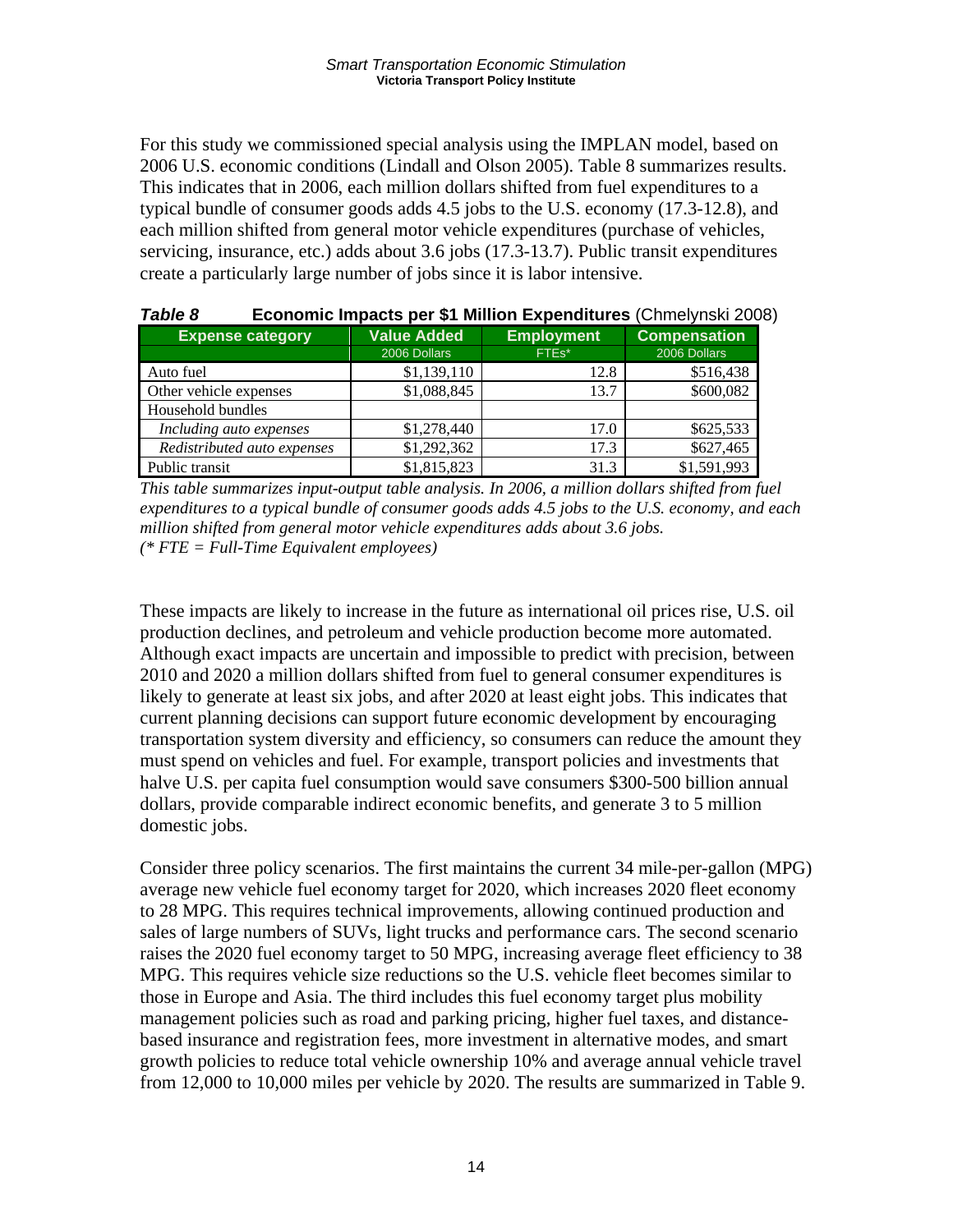For this study we commissioned special analysis using the IMPLAN model, based on 2006 U.S. economic conditions (Lindall and Olson 2005). Table 8 summarizes results. This indicates that in 2006, each million dollars shifted from fuel expenditures to a typical bundle of consumer goods adds 4.5 jobs to the U.S. economy (17.3-12.8), and each million shifted from general motor vehicle expenditures (purchase of vehicles, servicing, insurance, etc.) adds about 3.6 jobs (17.3-13.7). Public transit expenditures create a particularly large number of jobs since it is labor intensive.

***Table 8*** **Economic Impacts per $1 Million Expenditures** (Chmelynski 2008)

| Expense category | Value Added | Employment | Compensation |
|---|---|---|---|
| | 2006 Dollars | FTEs* | 2006 Dollars |
| Auto fuel | $1,139,110 | 12.8 | $516,438 |
| Other vehicle expenses | $1,088,845 | 13.7 | $600,082 |
| Household bundles | | | |
| *Including auto expenses* | $1,278,440 | 17.0 | $625,533 |
| *Redistributed auto expenses* | $1,292,362 | 17.3 | $627,465 |
| Public transit | $1,815,823 | 31.3 | $1,591,993 |

*This table summarizes input-output table analysis. In 2006, a million dollars shifted from fuel expenditures to a typical bundle of consumer goods adds 4.5 jobs to the U.S. economy, and each million shifted from general motor vehicle expenditures adds about 3.6 jobs.*
*(* FTE = Full-Time Equivalent employees)*

These impacts are likely to increase in the future as international oil prices rise, U.S. oil production declines, and petroleum and vehicle production become more automated. Although exact impacts are uncertain and impossible to predict with precision, between 2010 and 2020 a million dollars shifted from fuel to general consumer expenditures is likely to generate at least six jobs, and after 2020 at least eight jobs. This indicates that current planning decisions can support future economic development by encouraging transportation system diversity and efficiency, so consumers can reduce the amount they must spend on vehicles and fuel. For example, transport policies and investments that halve U.S. per capita fuel consumption would save consumers $300-500 billion annual dollars, provide comparable indirect economic benefits, and generate 3 to 5 million domestic jobs.

Consider three policy scenarios. The first maintains the current 34 mile-per-gallon (MPG) average new vehicle fuel economy target for 2020, which increases 2020 fleet economy to 28 MPG. This requires technical improvements, allowing continued production and sales of large numbers of SUVs, light trucks and performance cars. The second scenario raises the 2020 fuel economy target to 50 MPG, increasing average fleet efficiency to 38 MPG. This requires vehicle size reductions so the U.S. vehicle fleet becomes similar to those in Europe and Asia. The third includes this fuel economy target plus mobility management policies such as road and parking pricing, higher fuel taxes, and distance-based insurance and registration fees, more investment in alternative modes, and smart growth policies to reduce total vehicle ownership 10% and average annual vehicle travel from 12,000 to 10,000 miles per vehicle by 2020. The results are summarized in Table 9.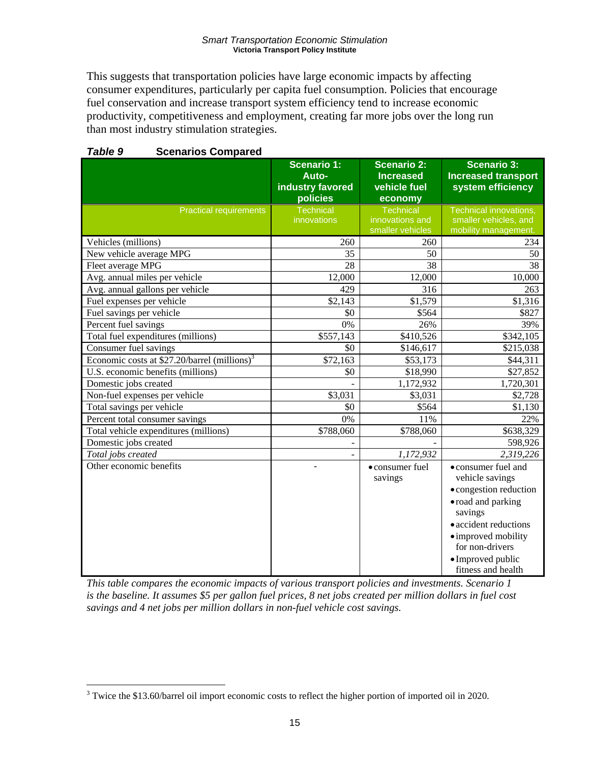This suggests that transportation policies have large economic impacts by affecting consumer expenditures, particularly per capita fuel consumption. Policies that encourage fuel conservation and increase transport system efficiency tend to increase economic productivity, competitiveness and employment, creating far more jobs over the long run than most industry stimulation strategies.

***Table 9*** **Scenarios Compared**

| | Scenario 1: Auto-industry favored policies | Scenario 2: Increased vehicle fuel economy | Scenario 3: Increased transport system efficiency |
|---|---|---|---|
| Practical requirements | Technical innovations | Technical innovations and smaller vehicles | Technical innovations, smaller vehicles, and mobility management. |
| Vehicles (millions) | 260 | 260 | 234 |
| New vehicle average MPG | 35 | 50 | 50 |
| Fleet average MPG | 28 | 38 | 38 |
| Avg. annual miles per vehicle | 12,000 | 12,000 | 10,000 |
| Avg. annual gallons per vehicle | 429 | 316 | 263 |
| Fuel expenses per vehicle | $2,143 | $1,579 | $1,316 |
| Fuel savings per vehicle | $0 | $564 | $827 |
| Percent fuel savings | 0% | 26% | 39% |
| Total fuel expenditures (millions) | $557,143 | $410,526 | $342,105 |
| Consumer fuel savings | $0 | $146,617 | $215,038 |
| Economic costs at $27.20/barrel (millions)[3] | $72,163 | $53,173 | $44,311 |
| U.S. economic benefits (millions) | $0 | $18,990 | $27,852 |
| Domestic jobs created | - | 1,172,932 | 1,720,301 |
| Non-fuel expenses per vehicle | $3,031 | $3,031 | $2,728 |
| Total savings per vehicle | $0 | $564 | $1,130 |
| Percent total consumer savings | 0% | 11% | 22% |
| Total vehicle expenditures (millions) | $788,060 | $788,060 | $638,329 |
| Domestic jobs created | - | - | 598,926 |
| *Total jobs created* | - | *1,172,932* | *2,319,226* |
| Other economic benefits | - | • consumer fuel savings | • consumer fuel and vehicle savings • congestion reduction • road and parking savings • accident reductions • improved mobility for non-drivers • Improved public fitness and health |

*This table compares the economic impacts of various transport policies and investments. Scenario 1 is the baseline. It assumes $5 per gallon fuel prices, 8 net jobs created per million dollars in fuel cost savings and 4 net jobs per million dollars in non-fuel vehicle cost savings.*

[3] Twice the $13.60/barrel oil import economic costs to reflect the higher portion of imported oil in 2020.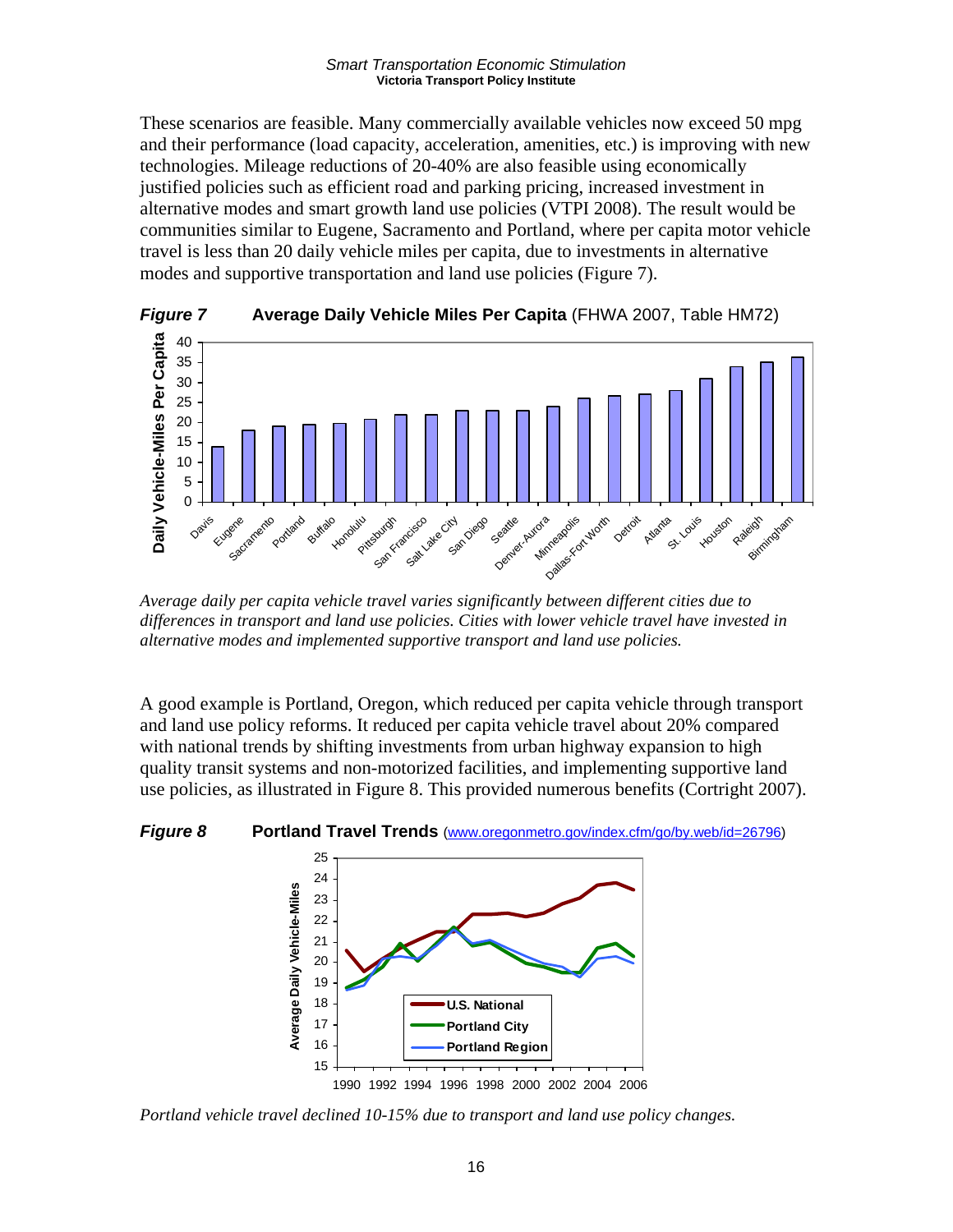These scenarios are feasible. Many commercially available vehicles now exceed 50 mpg and their performance (load capacity, acceleration, amenities, etc.) is improving with new technologies. Mileage reductions of 20-40% are also feasible using economically justified policies such as efficient road and parking pricing, increased investment in alternative modes and smart growth land use policies (VTPI 2008). The result would be communities similar to Eugene, Sacramento and Portland, where per capita motor vehicle travel is less than 20 daily vehicle miles per capita, due to investments in alternative modes and supportive transportation and land use policies (Figure 7).

***Figure 7*** **Average Daily Vehicle Miles Per Capita** (FHWA 2007, Table HM72)

*Average daily per capita vehicle travel varies significantly between different cities due to differences in transport and land use policies. Cities with lower vehicle travel have invested in alternative modes and implemented supportive transport and land use policies.*

A good example is Portland, Oregon, which reduced per capita vehicle through transport and land use policy reforms. It reduced per capita vehicle travel about 20% compared with national trends by shifting investments from urban highway expansion to high quality transit systems and non-motorized facilities, and implementing supportive land use policies, as illustrated in Figure 8. This provided numerous benefits (Cortright 2007).

***Figure 8*** **Portland Travel Trends** (www.oregonmetro.gov/index.cfm/go/by.web/id=26796)

*Portland vehicle travel declined 10-15% due to transport and land use policy changes.*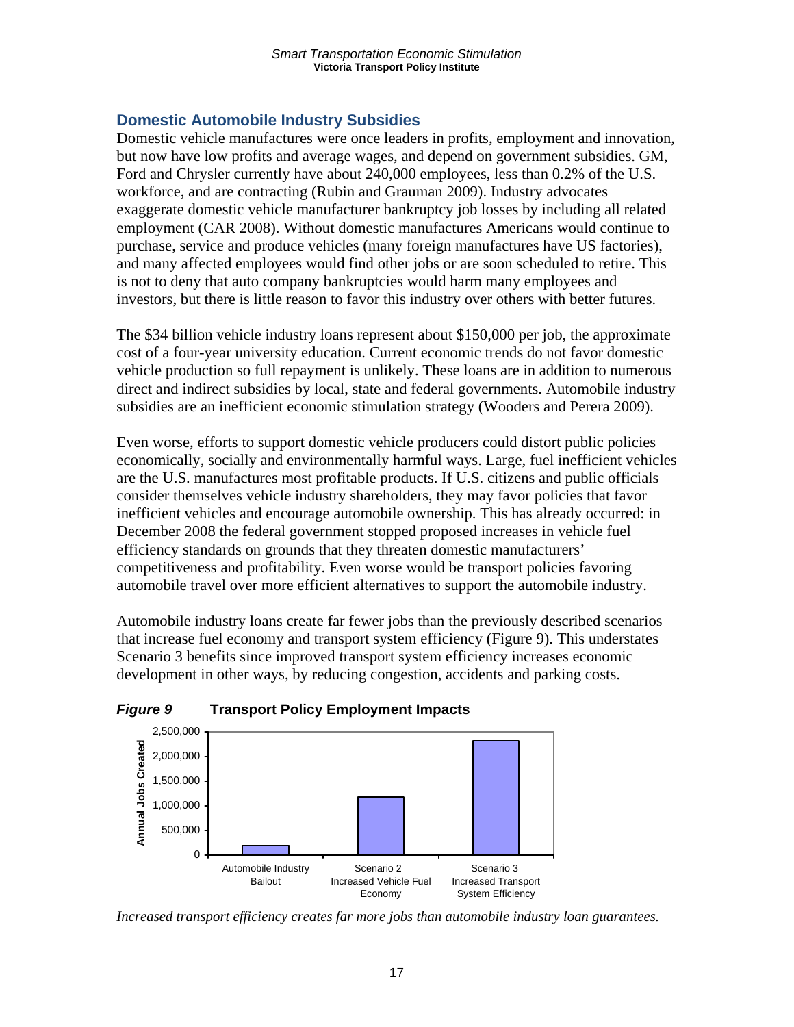## Domestic Automobile Industry Subsidies

Domestic vehicle manufactures were once leaders in profits, employment and innovation, but now have low profits and average wages, and depend on government subsidies. GM, Ford and Chrysler currently have about 240,000 employees, less than 0.2% of the U.S. workforce, and are contracting (Rubin and Grauman 2009). Industry advocates exaggerate domestic vehicle manufacturer bankruptcy job losses by including all related employment (CAR 2008). Without domestic manufactures Americans would continue to purchase, service and produce vehicles (many foreign manufactures have US factories), and many affected employees would find other jobs or are soon scheduled to retire. This is not to deny that auto company bankruptcies would harm many employees and investors, but there is little reason to favor this industry over others with better futures.

The $34 billion vehicle industry loans represent about $150,000 per job, the approximate cost of a four-year university education. Current economic trends do not favor domestic vehicle production so full repayment is unlikely. These loans are in addition to numerous direct and indirect subsidies by local, state and federal governments. Automobile industry subsidies are an inefficient economic stimulation strategy (Wooders and Perera 2009).

Even worse, efforts to support domestic vehicle producers could distort public policies economically, socially and environmentally harmful ways. Large, fuel inefficient vehicles are the U.S. manufactures most profitable products. If U.S. citizens and public officials consider themselves vehicle industry shareholders, they may favor policies that favor inefficient vehicles and encourage automobile ownership. This has already occurred: in December 2008 the federal government stopped proposed increases in vehicle fuel efficiency standards on grounds that they threaten domestic manufacturers' competitiveness and profitability. Even worse would be transport policies favoring automobile travel over more efficient alternatives to support the automobile industry.

Automobile industry loans create far fewer jobs than the previously described scenarios that increase fuel economy and transport system efficiency (Figure 9). This understates Scenario 3 benefits since improved transport system efficiency increases economic development in other ways, by reducing congestion, accidents and parking costs.

***Figure 9*** **Transport Policy Employment Impacts**

| Policy | Annual Jobs Created (approx.) |
|---|---|
| Automobile Industry Bailout | ~200,000 |
| Scenario 2 Increased Vehicle Fuel Economy | ~1,170,000 |
| Scenario 3 Increased Transport System Efficiency | ~2,320,000 |

*Increased transport efficiency creates far more jobs than automobile industry loan guarantees.*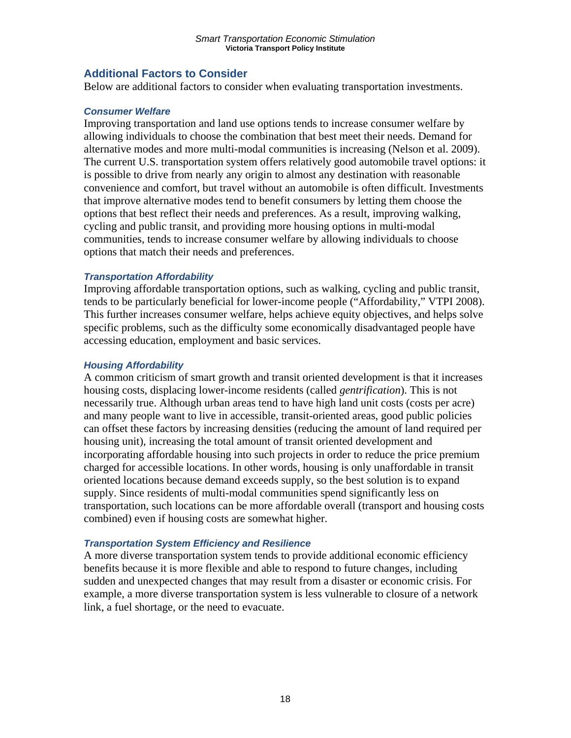## Additional Factors to Consider

Below are additional factors to consider when evaluating transportation investments.

### *Consumer Welfare*

Improving transportation and land use options tends to increase consumer welfare by allowing individuals to choose the combination that best meet their needs. Demand for alternative modes and more multi-modal communities is increasing (Nelson et al. 2009). The current U.S. transportation system offers relatively good automobile travel options: it is possible to drive from nearly any origin to almost any destination with reasonable convenience and comfort, but travel without an automobile is often difficult. Investments that improve alternative modes tend to benefit consumers by letting them choose the options that best reflect their needs and preferences. As a result, improving walking, cycling and public transit, and providing more housing options in multi-modal communities, tends to increase consumer welfare by allowing individuals to choose options that match their needs and preferences.

### *Transportation Affordability*

Improving affordable transportation options, such as walking, cycling and public transit, tends to be particularly beneficial for lower-income people ("Affordability," VTPI 2008). This further increases consumer welfare, helps achieve equity objectives, and helps solve specific problems, such as the difficulty some economically disadvantaged people have accessing education, employment and basic services.

### *Housing Affordability*

A common criticism of smart growth and transit oriented development is that it increases housing costs, displacing lower-income residents (called *gentrification*). This is not necessarily true. Although urban areas tend to have high land unit costs (costs per acre) and many people want to live in accessible, transit-oriented areas, good public policies can offset these factors by increasing densities (reducing the amount of land required per housing unit), increasing the total amount of transit oriented development and incorporating affordable housing into such projects in order to reduce the price premium charged for accessible locations. In other words, housing is only unaffordable in transit oriented locations because demand exceeds supply, so the best solution is to expand supply. Since residents of multi-modal communities spend significantly less on transportation, such locations can be more affordable overall (transport and housing costs combined) even if housing costs are somewhat higher.

### *Transportation System Efficiency and Resilience*

A more diverse transportation system tends to provide additional economic efficiency benefits because it is more flexible and able to respond to future changes, including sudden and unexpected changes that may result from a disaster or economic crisis. For example, a more diverse transportation system is less vulnerable to closure of a network link, a fuel shortage, or the need to evacuate.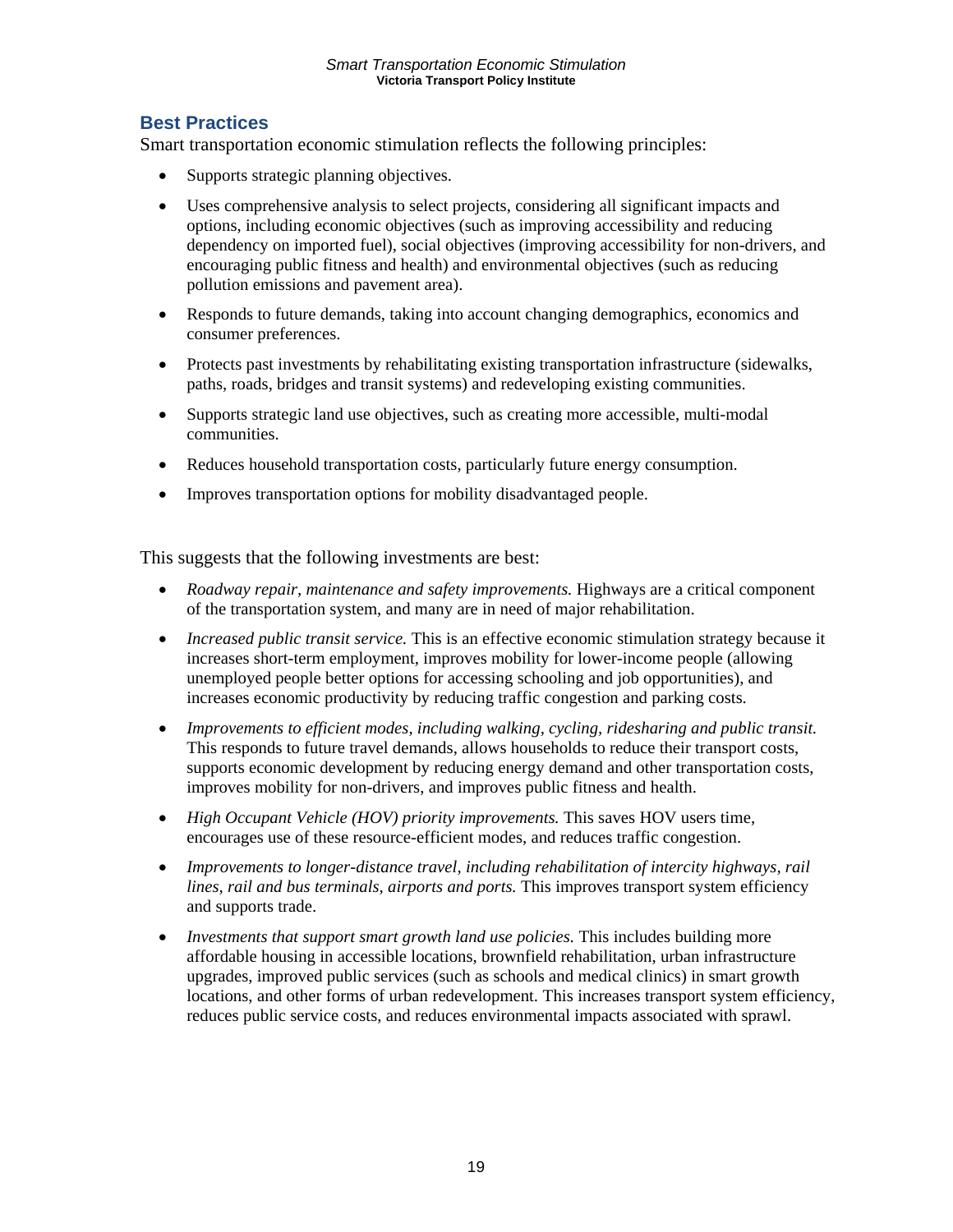## Best Practices

Smart transportation economic stimulation reflects the following principles:

- Supports strategic planning objectives.
- Uses comprehensive analysis to select projects, considering all significant impacts and options, including economic objectives (such as improving accessibility and reducing dependency on imported fuel), social objectives (improving accessibility for non-drivers, and encouraging public fitness and health) and environmental objectives (such as reducing pollution emissions and pavement area).
- Responds to future demands, taking into account changing demographics, economics and consumer preferences.
- Protects past investments by rehabilitating existing transportation infrastructure (sidewalks, paths, roads, bridges and transit systems) and redeveloping existing communities.
- Supports strategic land use objectives, such as creating more accessible, multi-modal communities.
- Reduces household transportation costs, particularly future energy consumption.
- Improves transportation options for mobility disadvantaged people.

This suggests that the following investments are best:

- *Roadway repair, maintenance and safety improvements.* Highways are a critical component of the transportation system, and many are in need of major rehabilitation.
- *Increased public transit service.* This is an effective economic stimulation strategy because it increases short-term employment, improves mobility for lower-income people (allowing unemployed people better options for accessing schooling and job opportunities), and increases economic productivity by reducing traffic congestion and parking costs.
- *Improvements to efficient modes, including walking, cycling, ridesharing and public transit.* This responds to future travel demands, allows households to reduce their transport costs, supports economic development by reducing energy demand and other transportation costs, improves mobility for non-drivers, and improves public fitness and health.
- *High Occupant Vehicle (HOV) priority improvements.* This saves HOV users time, encourages use of these resource-efficient modes, and reduces traffic congestion.
- *Improvements to longer-distance travel, including rehabilitation of intercity highways, rail lines, rail and bus terminals, airports and ports.* This improves transport system efficiency and supports trade.
- *Investments that support smart growth land use policies.* This includes building more affordable housing in accessible locations, brownfield rehabilitation, urban infrastructure upgrades, improved public services (such as schools and medical clinics) in smart growth locations, and other forms of urban redevelopment. This increases transport system efficiency, reduces public service costs, and reduces environmental impacts associated with sprawl.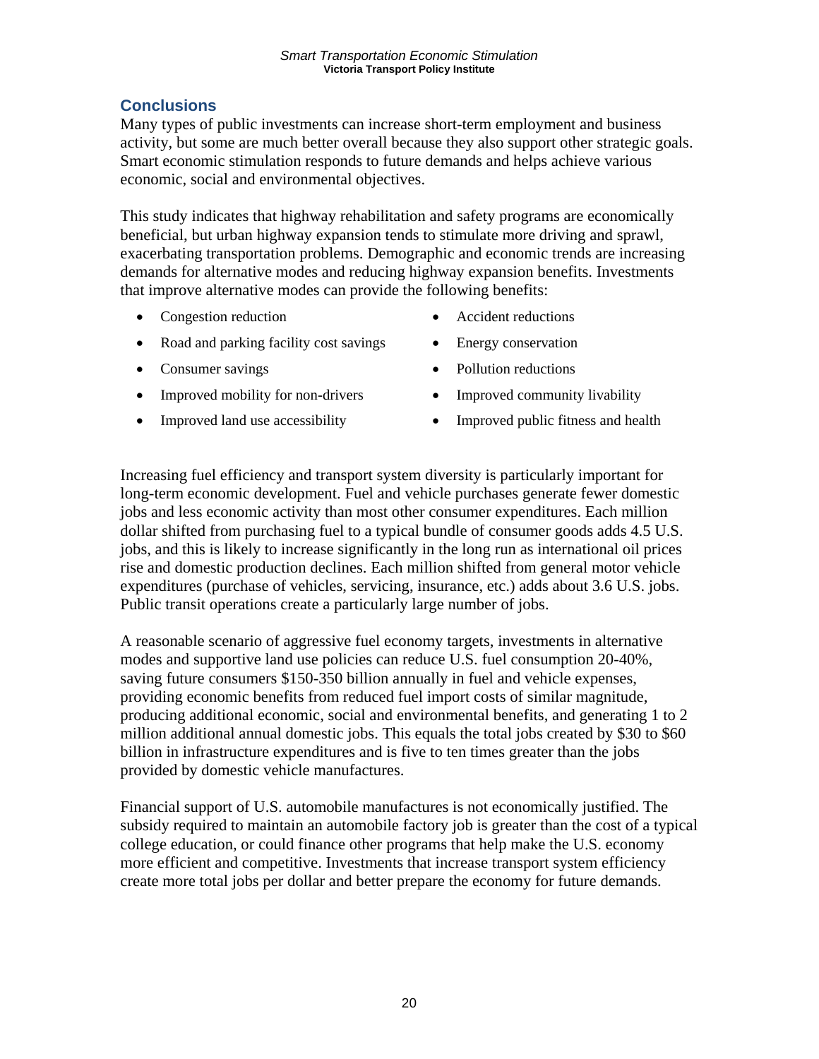## Conclusions

Many types of public investments can increase short-term employment and business activity, but some are much better overall because they also support other strategic goals. Smart economic stimulation responds to future demands and helps achieve various economic, social and environmental objectives.

This study indicates that highway rehabilitation and safety programs are economically beneficial, but urban highway expansion tends to stimulate more driving and sprawl, exacerbating transportation problems. Demographic and economic trends are increasing demands for alternative modes and reducing highway expansion benefits. Investments that improve alternative modes can provide the following benefits:

- Congestion reduction
- Road and parking facility cost savings
- Consumer savings
- Improved mobility for non-drivers
- Improved land use accessibility
- Accident reductions
- Energy conservation
- Pollution reductions
- Improved community livability
- Improved public fitness and health

Increasing fuel efficiency and transport system diversity is particularly important for long-term economic development. Fuel and vehicle purchases generate fewer domestic jobs and less economic activity than most other consumer expenditures. Each million dollar shifted from purchasing fuel to a typical bundle of consumer goods adds 4.5 U.S. jobs, and this is likely to increase significantly in the long run as international oil prices rise and domestic production declines. Each million shifted from general motor vehicle expenditures (purchase of vehicles, servicing, insurance, etc.) adds about 3.6 U.S. jobs. Public transit operations create a particularly large number of jobs.

A reasonable scenario of aggressive fuel economy targets, investments in alternative modes and supportive land use policies can reduce U.S. fuel consumption 20-40%, saving future consumers $150-350 billion annually in fuel and vehicle expenses, providing economic benefits from reduced fuel import costs of similar magnitude, producing additional economic, social and environmental benefits, and generating 1 to 2 million additional annual domestic jobs. This equals the total jobs created by $30 to $60 billion in infrastructure expenditures and is five to ten times greater than the jobs provided by domestic vehicle manufactures.

Financial support of U.S. automobile manufactures is not economically justified. The subsidy required to maintain an automobile factory job is greater than the cost of a typical college education, or could finance other programs that help make the U.S. economy more efficient and competitive. Investments that increase transport system efficiency create more total jobs per dollar and better prepare the economy for future demands.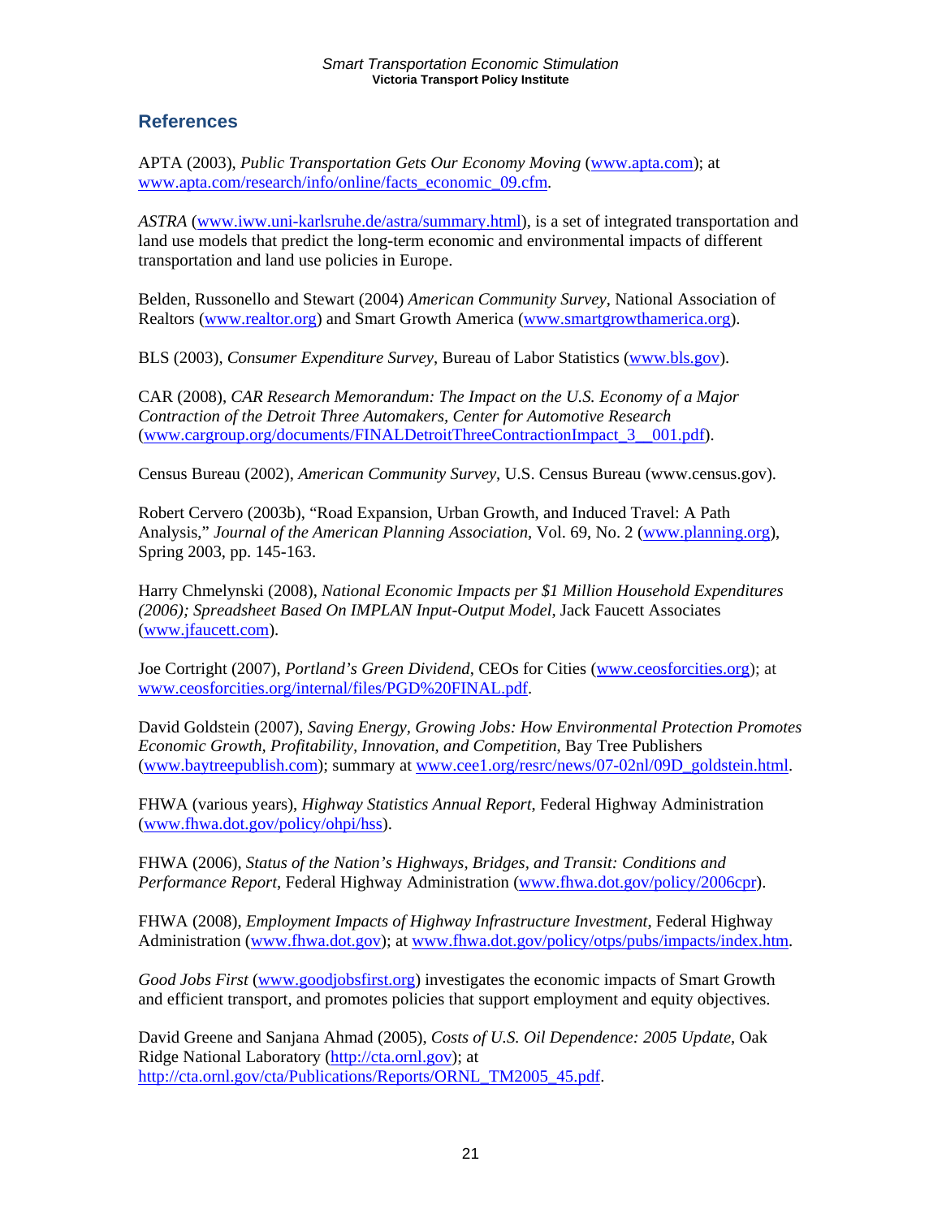## References

APTA (2003), *Public Transportation Gets Our Economy Moving* (www.apta.com); at www.apta.com/research/info/online/facts_economic_09.cfm.

*ASTRA* (www.iww.uni-karlsruhe.de/astra/summary.html), is a set of integrated transportation and land use models that predict the long-term economic and environmental impacts of different transportation and land use policies in Europe.

Belden, Russonello and Stewart (2004) *American Community Survey*, National Association of Realtors (www.realtor.org) and Smart Growth America (www.smartgrowthamerica.org).

BLS (2003), *Consumer Expenditure Survey*, Bureau of Labor Statistics (www.bls.gov).

CAR (2008), *CAR Research Memorandum: The Impact on the U.S. Economy of a Major Contraction of the Detroit Three Automakers, Center for Automotive Research* (www.cargroup.org/documents/FINALDetroitThreeContractionImpact_3__001.pdf).

Census Bureau (2002), *American Community Survey*, U.S. Census Bureau (www.census.gov).

Robert Cervero (2003b), "Road Expansion, Urban Growth, and Induced Travel: A Path Analysis," *Journal of the American Planning Association*, Vol. 69, No. 2 (www.planning.org), Spring 2003, pp. 145-163.

Harry Chmelynski (2008), *National Economic Impacts per $1 Million Household Expenditures (2006); Spreadsheet Based On IMPLAN Input-Output Model*, Jack Faucett Associates (www.jfaucett.com).

Joe Cortright (2007), *Portland's Green Dividend*, CEOs for Cities (www.ceosforcities.org); at www.ceosforcities.org/internal/files/PGD%20FINAL.pdf.

David Goldstein (2007), *Saving Energy, Growing Jobs: How Environmental Protection Promotes Economic Growth, Profitability, Innovation, and Competition*, Bay Tree Publishers (www.baytreepublish.com); summary at www.cee1.org/resrc/news/07-02nl/09D_goldstein.html.

FHWA (various years), *Highway Statistics Annual Report*, Federal Highway Administration (www.fhwa.dot.gov/policy/ohpi/hss).

FHWA (2006), *Status of the Nation's Highways, Bridges, and Transit: Conditions and Performance Report*, Federal Highway Administration (www.fhwa.dot.gov/policy/2006cpr).

FHWA (2008), *Employment Impacts of Highway Infrastructure Investment*, Federal Highway Administration (www.fhwa.dot.gov); at www.fhwa.dot.gov/policy/otps/pubs/impacts/index.htm.

*Good Jobs First* (www.goodjobsfirst.org) investigates the economic impacts of Smart Growth and efficient transport, and promotes policies that support employment and equity objectives.

David Greene and Sanjana Ahmad (2005), *Costs of U.S. Oil Dependence: 2005 Update*, Oak Ridge National Laboratory (http://cta.ornl.gov); at http://cta.ornl.gov/cta/Publications/Reports/ORNL_TM2005_45.pdf.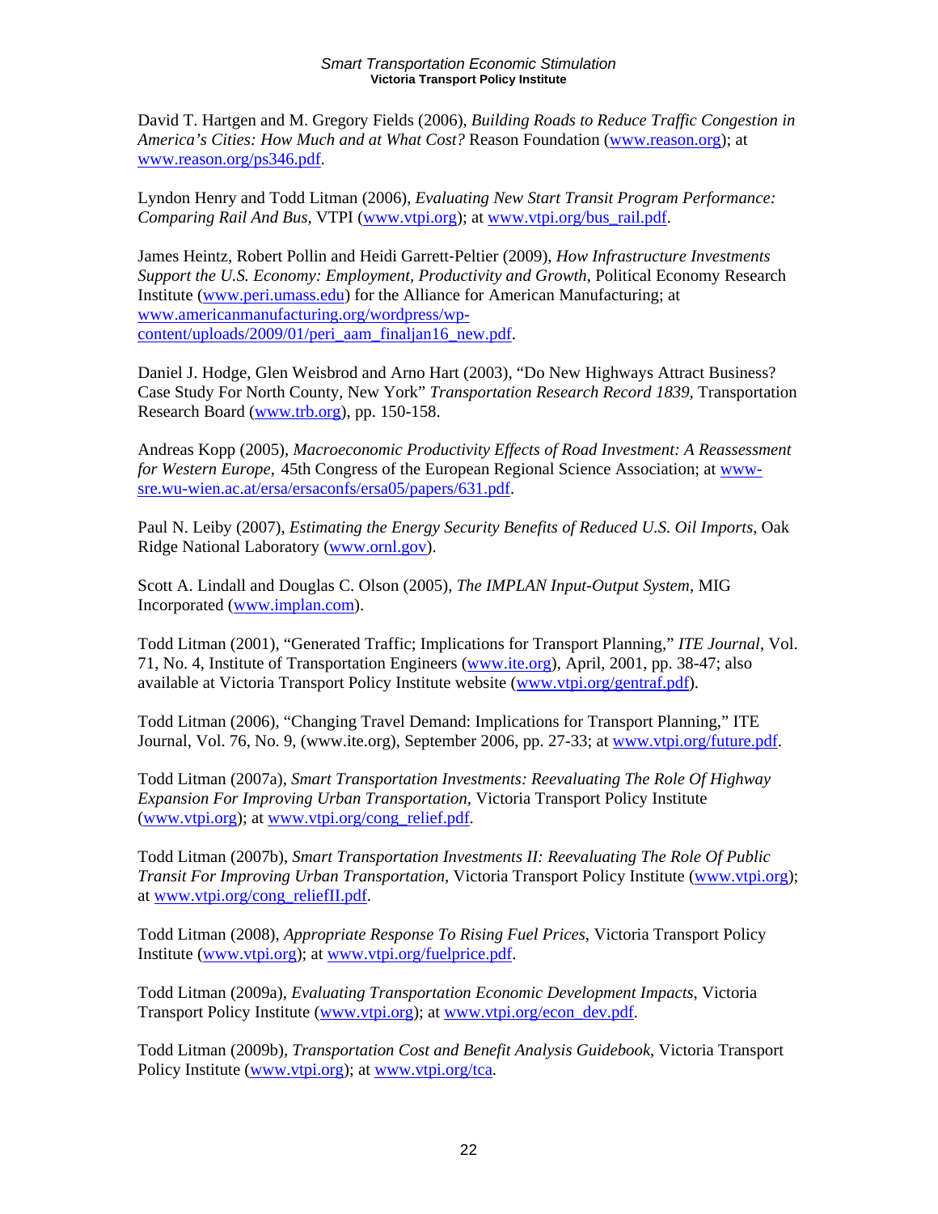David T. Hartgen and M. Gregory Fields (2006), *Building Roads to Reduce Traffic Congestion in America's Cities: How Much and at What Cost?* Reason Foundation (www.reason.org); at www.reason.org/ps346.pdf.

Lyndon Henry and Todd Litman (2006), *Evaluating New Start Transit Program Performance: Comparing Rail And Bus*, VTPI (www.vtpi.org); at www.vtpi.org/bus_rail.pdf.

James Heintz, Robert Pollin and Heidi Garrett-Peltier (2009), *How Infrastructure Investments Support the U.S. Economy: Employment, Productivity and Growth*, Political Economy Research Institute (www.peri.umass.edu) for the Alliance for American Manufacturing; at www.americanmanufacturing.org/wordpress/wp-content/uploads/2009/01/peri_aam_finaljan16_new.pdf.

Daniel J. Hodge, Glen Weisbrod and Arno Hart (2003), "Do New Highways Attract Business? Case Study For North County, New York" *Transportation Research Record 1839*, Transportation Research Board (www.trb.org), pp. 150-158.

Andreas Kopp (2005), *Macroeconomic Productivity Effects of Road Investment: A Reassessment for Western Europe*, 45th Congress of the European Regional Science Association; at www-sre.wu-wien.ac.at/ersa/ersaconfs/ersa05/papers/631.pdf.

Paul N. Leiby (2007), *Estimating the Energy Security Benefits of Reduced U.S. Oil Imports*, Oak Ridge National Laboratory (www.ornl.gov).

Scott A. Lindall and Douglas C. Olson (2005), *The IMPLAN Input-Output System*, MIG Incorporated (www.implan.com).

Todd Litman (2001), "Generated Traffic; Implications for Transport Planning," *ITE Journal*, Vol. 71, No. 4, Institute of Transportation Engineers (www.ite.org), April, 2001, pp. 38-47; also available at Victoria Transport Policy Institute website (www.vtpi.org/gentraf.pdf).

Todd Litman (2006), "Changing Travel Demand: Implications for Transport Planning," ITE Journal, Vol. 76, No. 9, (www.ite.org), September 2006, pp. 27-33; at www.vtpi.org/future.pdf.

Todd Litman (2007a), *Smart Transportation Investments: Reevaluating The Role Of Highway Expansion For Improving Urban Transportation*, Victoria Transport Policy Institute (www.vtpi.org); at www.vtpi.org/cong_relief.pdf.

Todd Litman (2007b), *Smart Transportation Investments II: Reevaluating The Role Of Public Transit For Improving Urban Transportation*, Victoria Transport Policy Institute (www.vtpi.org); at www.vtpi.org/cong_reliefII.pdf.

Todd Litman (2008), *Appropriate Response To Rising Fuel Prices*, Victoria Transport Policy Institute (www.vtpi.org); at www.vtpi.org/fuelprice.pdf.

Todd Litman (2009a), *Evaluating Transportation Economic Development Impacts*, Victoria Transport Policy Institute (www.vtpi.org); at www.vtpi.org/econ_dev.pdf.

Todd Litman (2009b), *Transportation Cost and Benefit Analysis Guidebook*, Victoria Transport Policy Institute (www.vtpi.org); at www.vtpi.org/tca.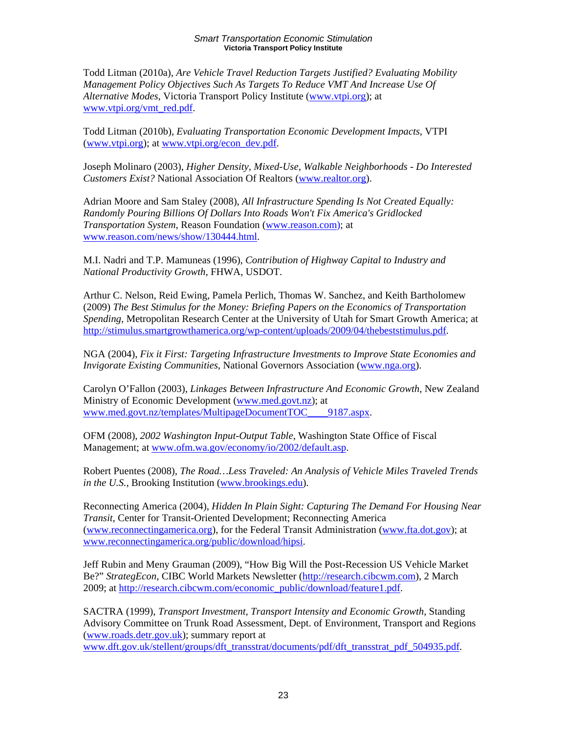Todd Litman (2010a), *Are Vehicle Travel Reduction Targets Justified? Evaluating Mobility Management Policy Objectives Such As Targets To Reduce VMT And Increase Use Of Alternative Modes*, Victoria Transport Policy Institute (www.vtpi.org); at www.vtpi.org/vmt_red.pdf.

Todd Litman (2010b), *Evaluating Transportation Economic Development Impacts*, VTPI (www.vtpi.org); at www.vtpi.org/econ_dev.pdf.

Joseph Molinaro (2003), *Higher Density, Mixed-Use, Walkable Neighborhoods - Do Interested Customers Exist?* National Association Of Realtors (www.realtor.org).

Adrian Moore and Sam Staley (2008), *All Infrastructure Spending Is Not Created Equally: Randomly Pouring Billions Of Dollars Into Roads Won't Fix America's Gridlocked Transportation System*, Reason Foundation (www.reason.com); at www.reason.com/news/show/130444.html.

M.I. Nadri and T.P. Mamuneas (1996), *Contribution of Highway Capital to Industry and National Productivity Growth*, FHWA, USDOT.

Arthur C. Nelson, Reid Ewing, Pamela Perlich, Thomas W. Sanchez, and Keith Bartholomew (2009) *The Best Stimulus for the Money: Briefing Papers on the Economics of Transportation Spending*, Metropolitan Research Center at the University of Utah for Smart Growth America; at http://stimulus.smartgrowthamerica.org/wp-content/uploads/2009/04/thebeststimulus.pdf.

NGA (2004), *Fix it First: Targeting Infrastructure Investments to Improve State Economies and Invigorate Existing Communities*, National Governors Association (www.nga.org).

Carolyn O'Fallon (2003), *Linkages Between Infrastructure And Economic Growth*, New Zealand Ministry of Economic Development (www.med.govt.nz); at www.med.govt.nz/templates/MultipageDocumentTOC____9187.aspx.

OFM (2008), *2002 Washington Input-Output Table*, Washington State Office of Fiscal Management; at www.ofm.wa.gov/economy/io/2002/default.asp.

Robert Puentes (2008), *The Road…Less Traveled: An Analysis of Vehicle Miles Traveled Trends in the U.S.*, Brooking Institution (www.brookings.edu).

Reconnecting America (2004), *Hidden In Plain Sight: Capturing The Demand For Housing Near Transit*, Center for Transit-Oriented Development; Reconnecting America (www.reconnectingamerica.org), for the Federal Transit Administration (www.fta.dot.gov); at www.reconnectingamerica.org/public/download/hipsi.

Jeff Rubin and Meny Grauman (2009), "How Big Will the Post-Recession US Vehicle Market Be?" *StrategEcon*, CIBC World Markets Newsletter (http://research.cibcwm.com), 2 March 2009; at http://research.cibcwm.com/economic_public/download/feature1.pdf.

SACTRA (1999), *Transport Investment, Transport Intensity and Economic Growth*, Standing Advisory Committee on Trunk Road Assessment, Dept. of Environment, Transport and Regions (www.roads.detr.gov.uk); summary report at www.dft.gov.uk/stellent/groups/dft_transstrat/documents/pdf/dft_transstrat_pdf_504935.pdf.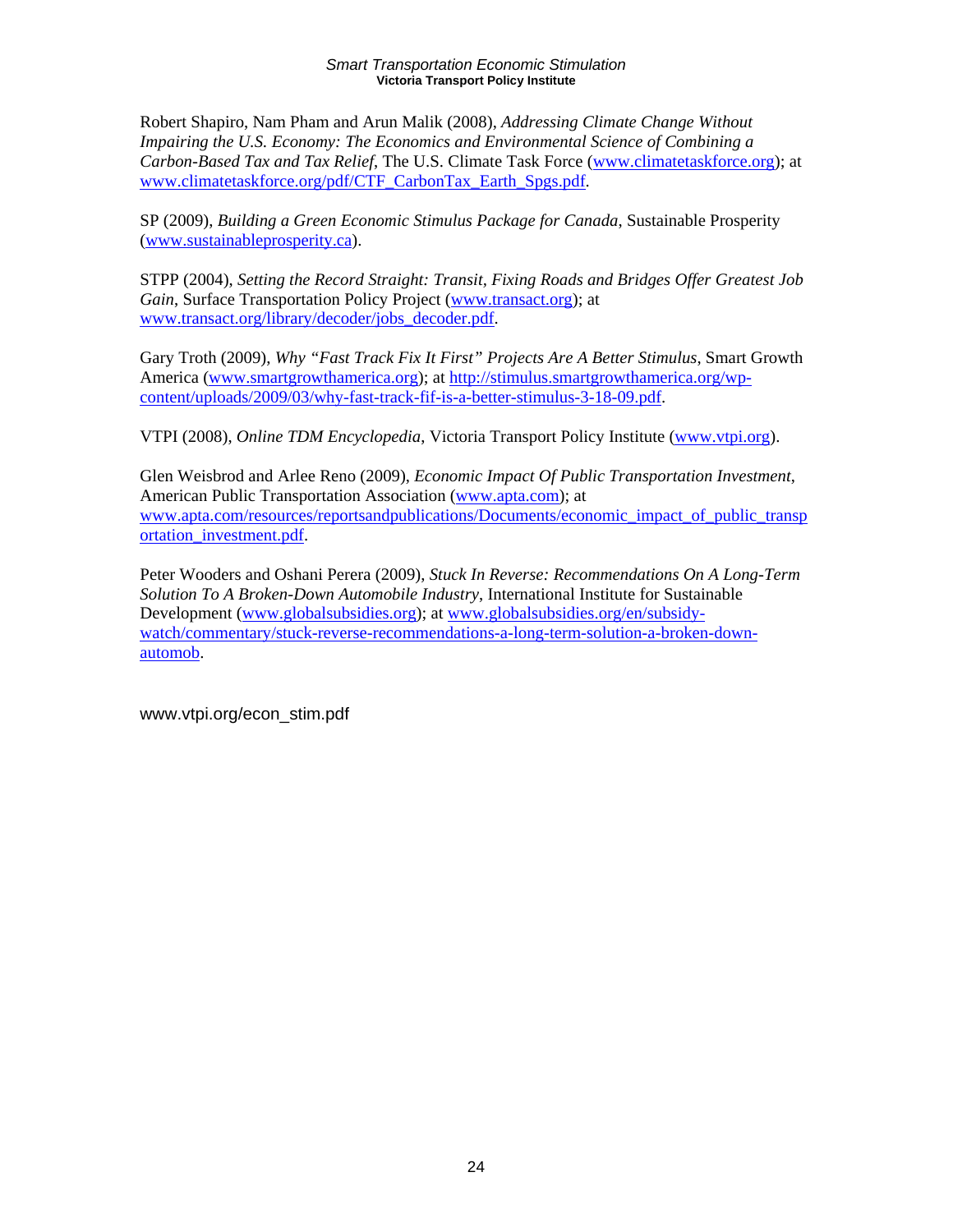Robert Shapiro, Nam Pham and Arun Malik (2008), *Addressing Climate Change Without Impairing the U.S. Economy: The Economics and Environmental Science of Combining a Carbon-Based Tax and Tax Relief*, The U.S. Climate Task Force (www.climatetaskforce.org); at www.climatetaskforce.org/pdf/CTF_CarbonTax_Earth_Spgs.pdf.

SP (2009), *Building a Green Economic Stimulus Package for Canada*, Sustainable Prosperity (www.sustainableprosperity.ca).

STPP (2004), *Setting the Record Straight: Transit, Fixing Roads and Bridges Offer Greatest Job Gain*, Surface Transportation Policy Project (www.transact.org); at www.transact.org/library/decoder/jobs_decoder.pdf.

Gary Troth (2009), *Why "Fast Track Fix It First" Projects Are A Better Stimulus*, Smart Growth America (www.smartgrowthamerica.org); at http://stimulus.smartgrowthamerica.org/wp-content/uploads/2009/03/why-fast-track-fif-is-a-better-stimulus-3-18-09.pdf.

VTPI (2008), *Online TDM Encyclopedia*, Victoria Transport Policy Institute (www.vtpi.org).

Glen Weisbrod and Arlee Reno (2009), *Economic Impact Of Public Transportation Investment*, American Public Transportation Association (www.apta.com); at www.apta.com/resources/reportsandpublications/Documents/economic_impact_of_public_transportation_investment.pdf.

Peter Wooders and Oshani Perera (2009), *Stuck In Reverse: Recommendations On A Long-Term Solution To A Broken-Down Automobile Industry*, International Institute for Sustainable Development (www.globalsubsidies.org); at www.globalsubsidies.org/en/subsidy-watch/commentary/stuck-reverse-recommendations-a-long-term-solution-a-broken-down-automob.

www.vtpi.org/econ_stim.pdf